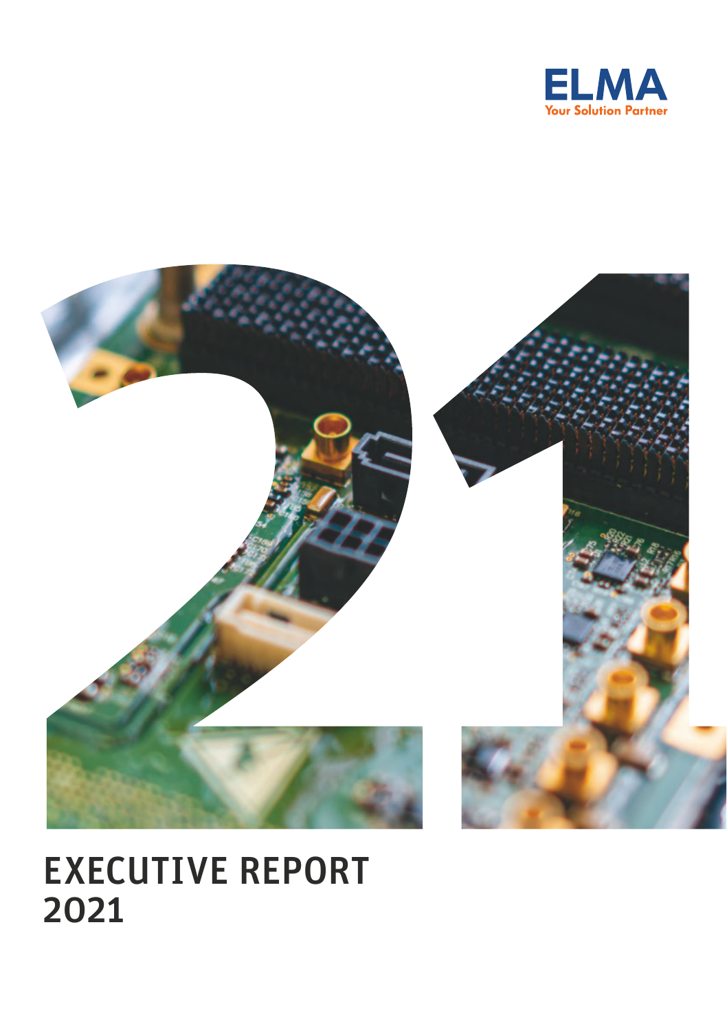ELMA

Your Solution Partner

# EXECUTIVE REPORT 2021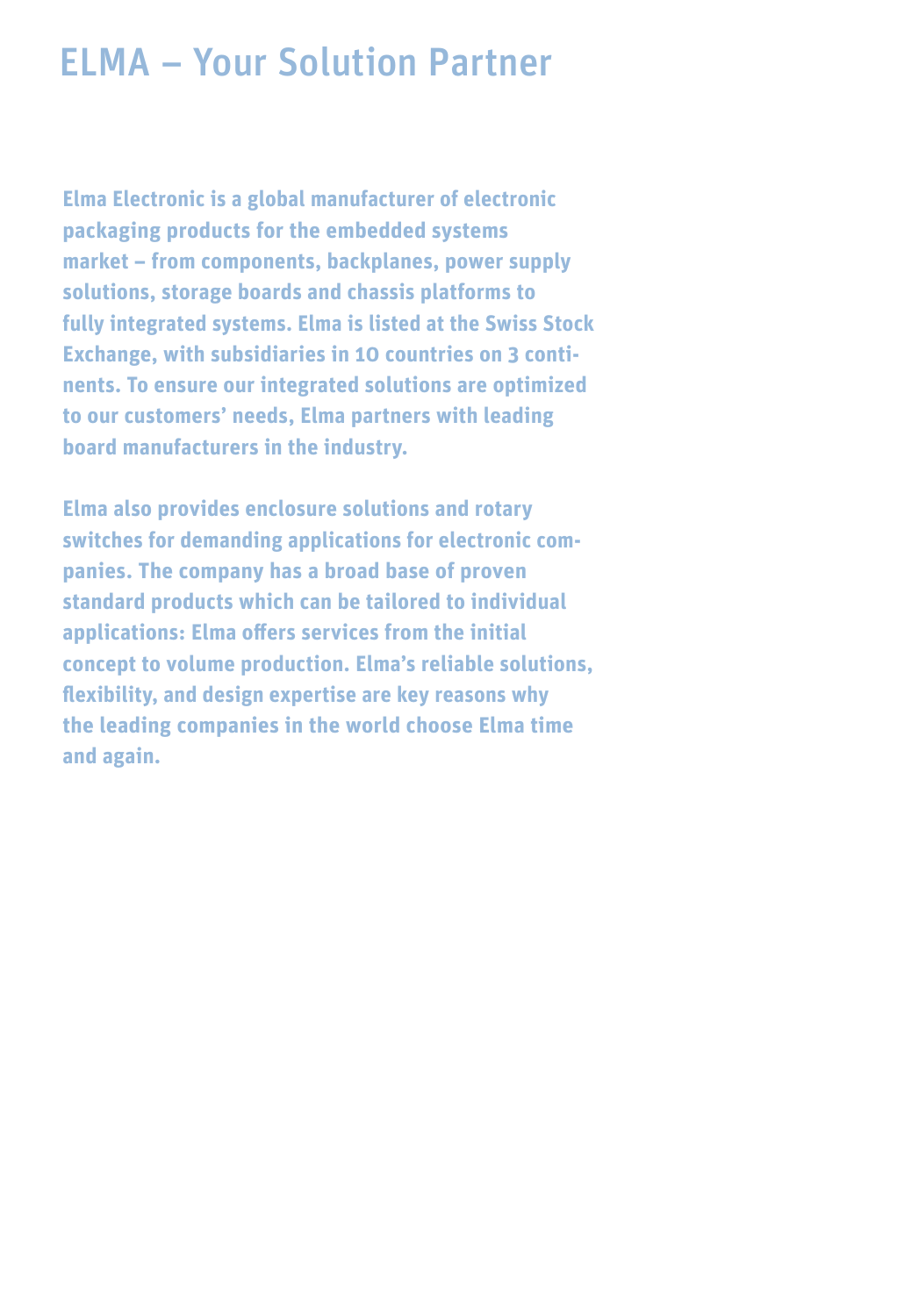# ELMA – Your Solution Partner

**Elma Electronic is a global manufacturer of electronic packaging products for the embedded systems market – from components, backplanes, power supply solutions, storage boards and chassis platforms to fully integrated systems. Elma is listed at the Swiss Stock Exchange, with subsidiaries in 10 countries on 3 continents. To ensure our integrated solutions are optimized to our customers' needs, Elma partners with leading board manufacturers in the industry.**

**Elma also provides enclosure solutions and rotary switches for demanding applications for electronic companies. The company has a broad base of proven standard products which can be tailored to individual applications: Elma offers services from the initial concept to volume production. Elma's reliable solutions, flexibility, and design expertise are key reasons why the leading companies in the world choose Elma time and again.**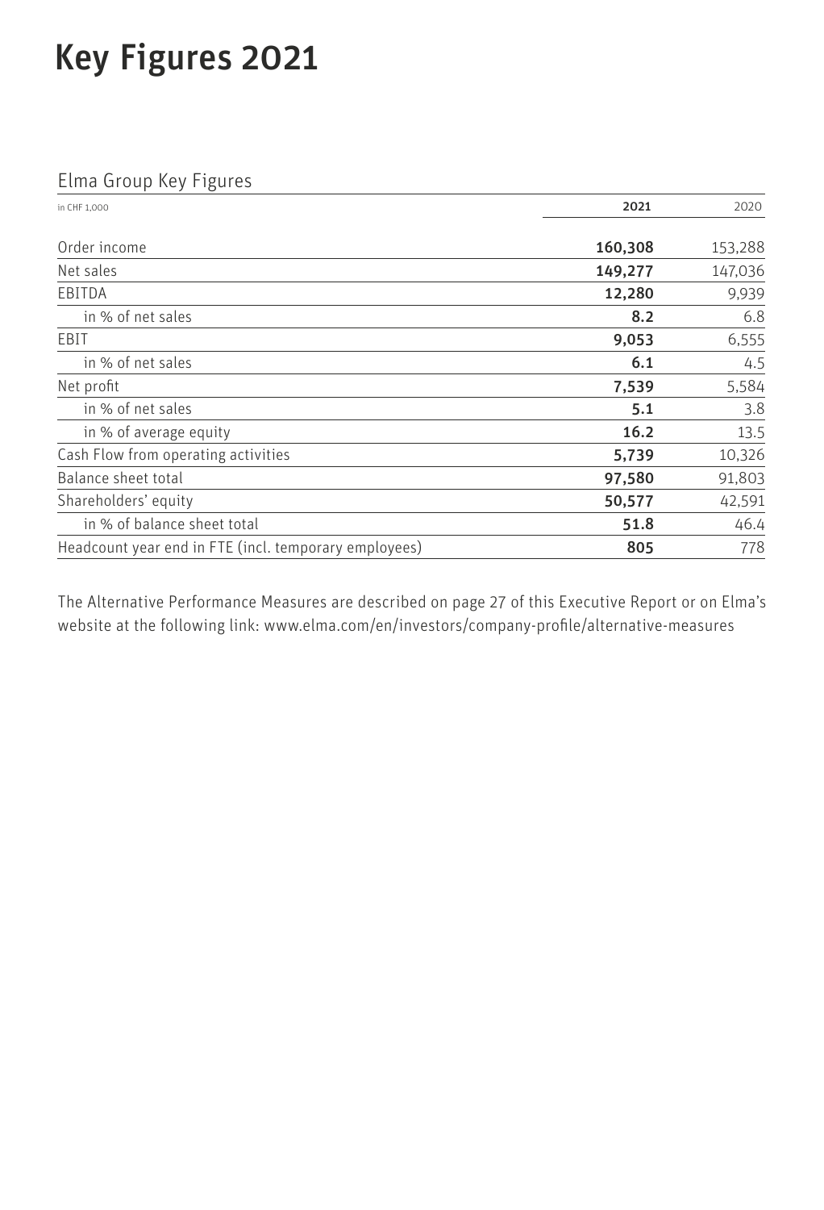# Key Figures 2021

## Elma Group Key Figures

| in CHF 1,000 | **2021** | 2020 |
|---|---|---|
| Order income | **160,308** | 153,288 |
| Net sales | **149,277** | 147,036 |
| EBITDA | **12,280** | 9,939 |
| in % of net sales | **8.2** | 6.8 |
| EBIT | **9,053** | 6,555 |
| in % of net sales | **6.1** | 4.5 |
| Net profit | **7,539** | 5,584 |
| in % of net sales | **5.1** | 3.8 |
| in % of average equity | **16.2** | 13.5 |
| Cash Flow from operating activities | **5,739** | 10,326 |
| Balance sheet total | **97,580** | 91,803 |
| Shareholders' equity | **50,577** | 42,591 |
| in % of balance sheet total | **51.8** | 46.4 |
| Headcount year end in FTE (incl. temporary employees) | **805** | 778 |

The Alternative Performance Measures are described on page 27 of this Executive Report or on Elma's website at the following link: www.elma.com/en/investors/company-profile/alternative-measures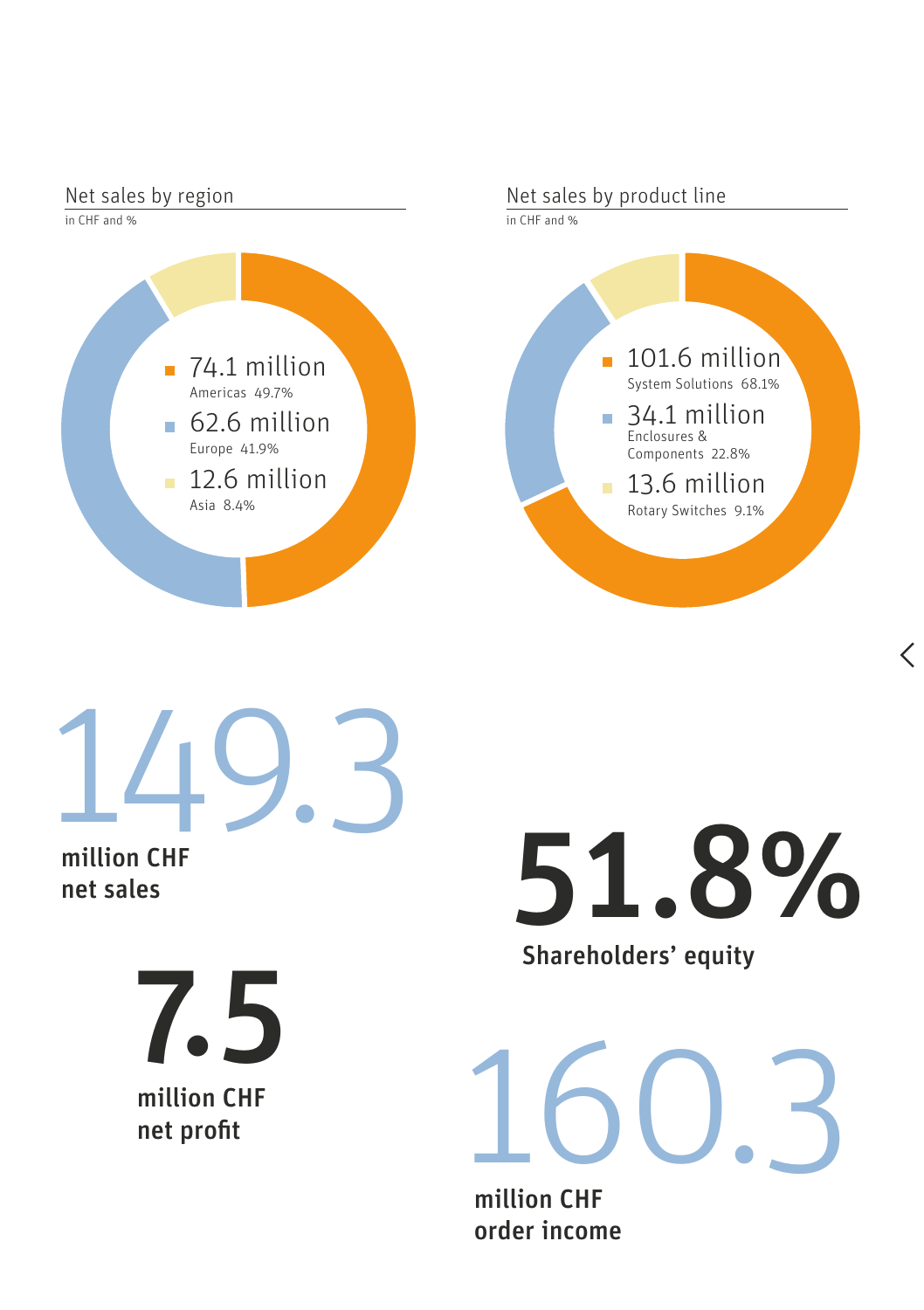## Net sales by region

in CHF and %

- 74.1 million  
  Americas 49.7%
- 62.6 million  
  Europe 41.9%
- 12.6 million  
  Asia 8.4%

## Net sales by product line

in CHF and %

- 101.6 million  
  System Solutions 68.1%
- 34.1 million  
  Enclosures & Components 22.8%
- 13.6 million  
  Rotary Switches 9.1%

149.3

**million CHF net sales**

51.8%

**Shareholders' equity**

7.5

**million CHF net profit**

160.3

**million CHF order income**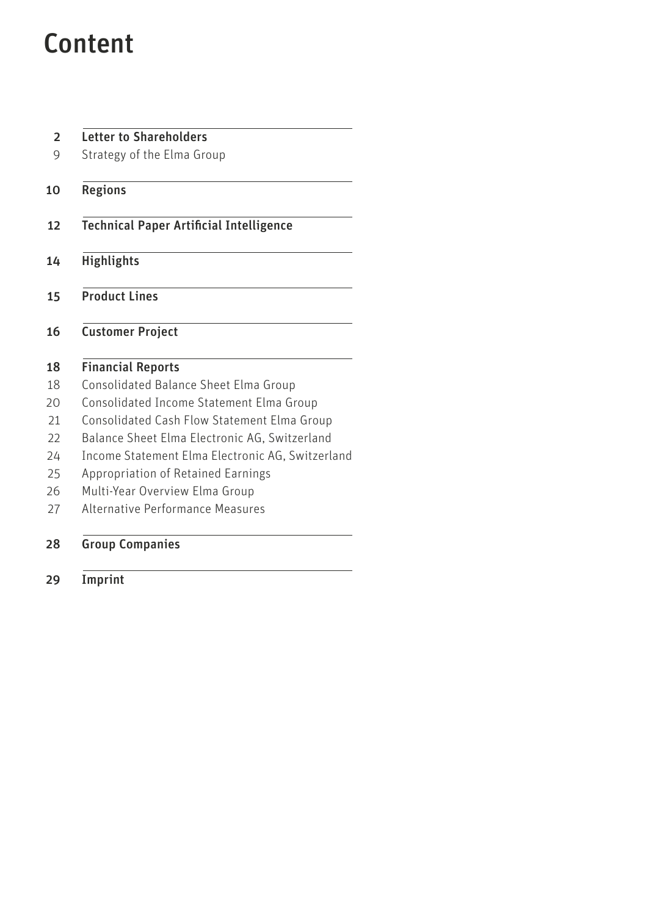# Content

| | |
|---|---|
| 2 | **Letter to Shareholders** |
| 9 | Strategy of the Elma Group |
| 10 | **Regions** |
| 12 | **Technical Paper Artificial Intelligence** |
| 14 | **Highlights** |
| 15 | **Product Lines** |
| 16 | **Customer Project** |
| 18 | **Financial Reports** |
| 18 | Consolidated Balance Sheet Elma Group |
| 20 | Consolidated Income Statement Elma Group |
| 21 | Consolidated Cash Flow Statement Elma Group |
| 22 | Balance Sheet Elma Electronic AG, Switzerland |
| 24 | Income Statement Elma Electronic AG, Switzerland |
| 25 | Appropriation of Retained Earnings |
| 26 | Multi-Year Overview Elma Group |
| 27 | Alternative Performance Measures |
| 28 | **Group Companies** |
| 29 | **Imprint** |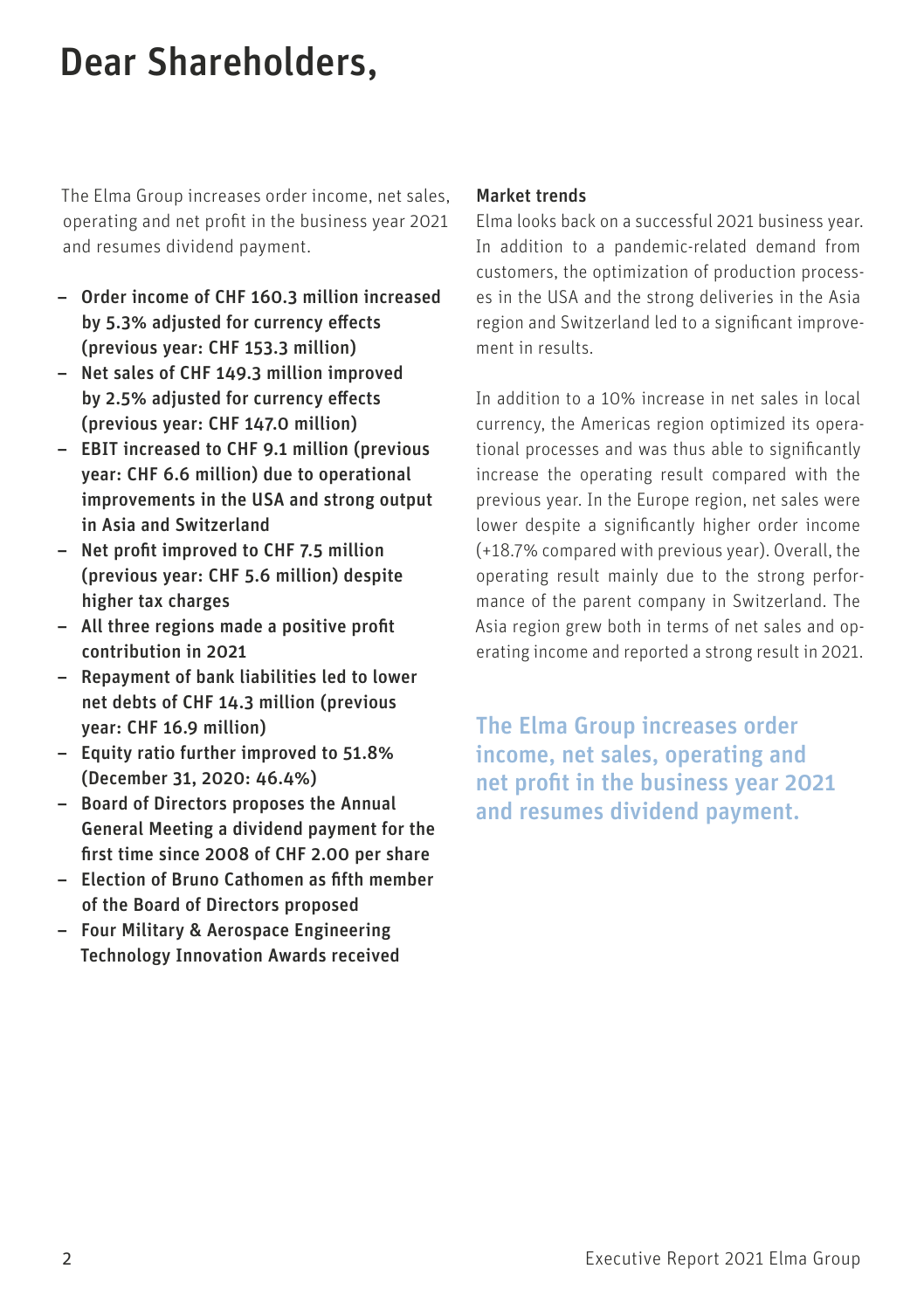# Dear Shareholders,

The Elma Group increases order income, net sales, operating and net profit in the business year 2021 and resumes dividend payment.

- **Order income of CHF 160.3 million increased by 5.3% adjusted for currency effects (previous year: CHF 153.3 million)**
- **Net sales of CHF 149.3 million improved by 2.5% adjusted for currency effects (previous year: CHF 147.0 million)**
- **EBIT increased to CHF 9.1 million (previous year: CHF 6.6 million) due to operational improvements in the USA and strong output in Asia and Switzerland**
- **Net profit improved to CHF 7.5 million (previous year: CHF 5.6 million) despite higher tax charges**
- **All three regions made a positive profit contribution in 2021**
- **Repayment of bank liabilities led to lower net debts of CHF 14.3 million (previous year: CHF 16.9 million)**
- **Equity ratio further improved to 51.8% (December 31, 2020: 46.4%)**
- **Board of Directors proposes the Annual General Meeting a dividend payment for the first time since 2008 of CHF 2.00 per share**
- **Election of Bruno Cathomen as fifth member of the Board of Directors proposed**
- **Four Military & Aerospace Engineering Technology Innovation Awards received**

**Market trends**

Elma looks back on a successful 2021 business year. In addition to a pandemic-related demand from customers, the optimization of production processes in the USA and the strong deliveries in the Asia region and Switzerland led to a significant improvement in results.

In addition to a 10% increase in net sales in local currency, the Americas region optimized its operational processes and was thus able to significantly increase the operating result compared with the previous year. In the Europe region, net sales were lower despite a significantly higher order income (+18.7% compared with previous year). Overall, the operating result mainly due to the strong performance of the parent company in Switzerland. The Asia region grew both in terms of net sales and operating income and reported a strong result in 2021.

**The Elma Group increases order income, net sales, operating and net profit in the business year 2021 and resumes dividend payment.**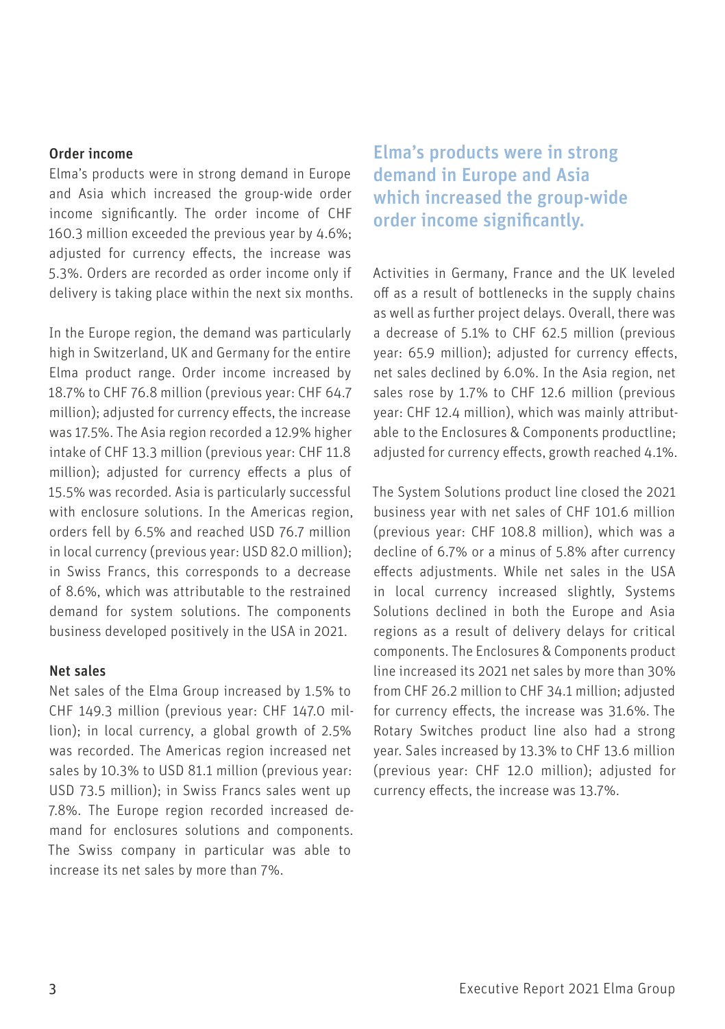## Order income

Elma's products were in strong demand in Europe and Asia which increased the group-wide order income significantly. The order income of CHF 160.3 million exceeded the previous year by 4.6%; adjusted for currency effects, the increase was 5.3%. Orders are recorded as order income only if delivery is taking place within the next six months.

In the Europe region, the demand was particularly high in Switzerland, UK and Germany for the entire Elma product range. Order income increased by 18.7% to CHF 76.8 million (previous year: CHF 64.7 million); adjusted for currency effects, the increase was 17.5%. The Asia region recorded a 12.9% higher intake of CHF 13.3 million (previous year: CHF 11.8 million); adjusted for currency effects a plus of 15.5% was recorded. Asia is particularly successful with enclosure solutions. In the Americas region, orders fell by 6.5% and reached USD 76.7 million in local currency (previous year: USD 82.0 million); in Swiss Francs, this corresponds to a decrease of 8.6%, which was attributable to the restrained demand for system solutions. The components business developed positively in the USA in 2021.

## Net sales

Net sales of the Elma Group increased by 1.5% to CHF 149.3 million (previous year: CHF 147.0 million); in local currency, a global growth of 2.5% was recorded. The Americas region increased net sales by 10.3% to USD 81.1 million (previous year: USD 73.5 million); in Swiss Francs sales went up 7.8%. The Europe region recorded increased demand for enclosures solutions and components. The Swiss company in particular was able to increase its net sales by more than 7%.

**Elma's products were in strong demand in Europe and Asia which increased the group-wide order income significantly.**

Activities in Germany, France and the UK leveled off as a result of bottlenecks in the supply chains as well as further project delays. Overall, there was a decrease of 5.1% to CHF 62.5 million (previous year: 65.9 million); adjusted for currency effects, net sales declined by 6.0%. In the Asia region, net sales rose by 1.7% to CHF 12.6 million (previous year: CHF 12.4 million), which was mainly attributable to the Enclosures & Components productline; adjusted for currency effects, growth reached 4.1%.

The System Solutions product line closed the 2021 business year with net sales of CHF 101.6 million (previous year: CHF 108.8 million), which was a decline of 6.7% or a minus of 5.8% after currency effects adjustments. While net sales in the USA in local currency increased slightly, Systems Solutions declined in both the Europe and Asia regions as a result of delivery delays for critical components. The Enclosures & Components product line increased its 2021 net sales by more than 30% from CHF 26.2 million to CHF 34.1 million; adjusted for currency effects, the increase was 31.6%. The Rotary Switches product line also had a strong year. Sales increased by 13.3% to CHF 13.6 million (previous year: CHF 12.0 million); adjusted for currency effects, the increase was 13.7%.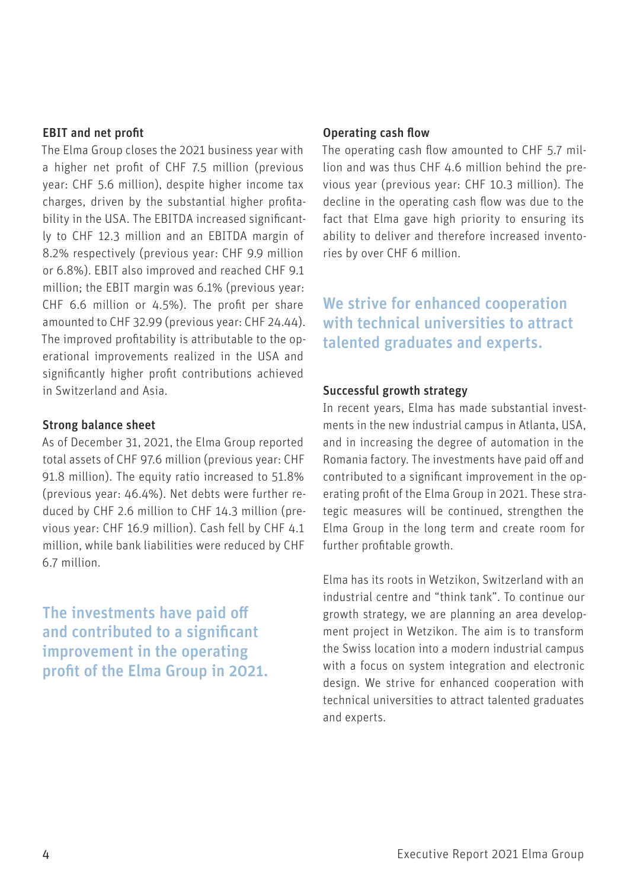### EBIT and net profit

The Elma Group closes the 2021 business year with a higher net profit of CHF 7.5 million (previous year: CHF 5.6 million), despite higher income tax charges, driven by the substantial higher profitability in the USA. The EBITDA increased significantly to CHF 12.3 million and an EBITDA margin of 8.2% respectively (previous year: CHF 9.9 million or 6.8%). EBIT also improved and reached CHF 9.1 million; the EBIT margin was 6.1% (previous year: CHF 6.6 million or 4.5%). The profit per share amounted to CHF 32.99 (previous year: CHF 24.44). The improved profitability is attributable to the operational improvements realized in the USA and significantly higher profit contributions achieved in Switzerland and Asia.

### Strong balance sheet

As of December 31, 2021, the Elma Group reported total assets of CHF 97.6 million (previous year: CHF 91.8 million). The equity ratio increased to 51.8% (previous year: 46.4%). Net debts were further reduced by CHF 2.6 million to CHF 14.3 million (previous year: CHF 16.9 million). Cash fell by CHF 4.1 million, while bank liabilities were reduced by CHF 6.7 million.

**The investments have paid off and contributed to a significant improvement in the operating profit of the Elma Group in 2021.**

### Operating cash flow

The operating cash flow amounted to CHF 5.7 million and was thus CHF 4.6 million behind the previous year (previous year: CHF 10.3 million). The decline in the operating cash flow was due to the fact that Elma gave high priority to ensuring its ability to deliver and therefore increased inventories by over CHF 6 million.

**We strive for enhanced cooperation with technical universities to attract talented graduates and experts.**

### Successful growth strategy

In recent years, Elma has made substantial investments in the new industrial campus in Atlanta, USA, and in increasing the degree of automation in the Romania factory. The investments have paid off and contributed to a significant improvement in the operating profit of the Elma Group in 2021. These strategic measures will be continued, strengthen the Elma Group in the long term and create room for further profitable growth.

Elma has its roots in Wetzikon, Switzerland with an industrial centre and "think tank". To continue our growth strategy, we are planning an area development project in Wetzikon. The aim is to transform the Swiss location into a modern industrial campus with a focus on system integration and electronic design. We strive for enhanced cooperation with technical universities to attract talented graduates and experts.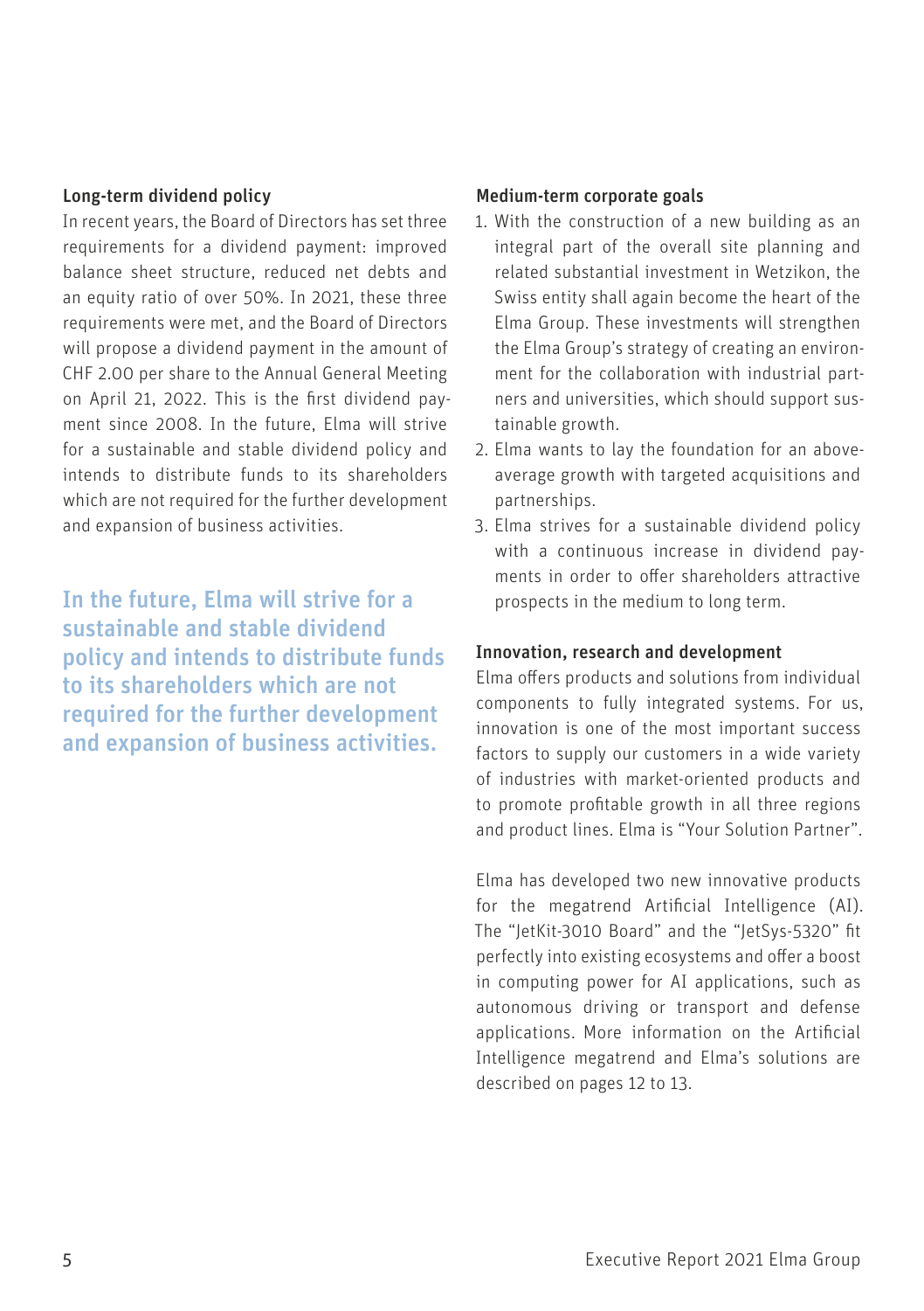## Long-term dividend policy

In recent years, the Board of Directors has set three requirements for a dividend payment: improved balance sheet structure, reduced net debts and an equity ratio of over 50%. In 2021, these three requirements were met, and the Board of Directors will propose a dividend payment in the amount of CHF 2.00 per share to the Annual General Meeting on April 21, 2022. This is the first dividend payment since 2008. In the future, Elma will strive for a sustainable and stable dividend policy and intends to distribute funds to its shareholders which are not required for the further development and expansion of business activities.

**In the future, Elma will strive for a sustainable and stable dividend policy and intends to distribute funds to its shareholders which are not required for the further development and expansion of business activities.**

## Medium-term corporate goals

1. With the construction of a new building as an integral part of the overall site planning and related substantial investment in Wetzikon, the Swiss entity shall again become the heart of the Elma Group. These investments will strengthen the Elma Group's strategy of creating an environment for the collaboration with industrial partners and universities, which should support sustainable growth.
2. Elma wants to lay the foundation for an above-average growth with targeted acquisitions and partnerships.
3. Elma strives for a sustainable dividend policy with a continuous increase in dividend payments in order to offer shareholders attractive prospects in the medium to long term.

## Innovation, research and development

Elma offers products and solutions from individual components to fully integrated systems. For us, innovation is one of the most important success factors to supply our customers in a wide variety of industries with market-oriented products and to promote profitable growth in all three regions and product lines. Elma is "Your Solution Partner".

Elma has developed two new innovative products for the megatrend Artificial Intelligence (AI). The "JetKit-3010 Board" and the "JetSys-5320" fit perfectly into existing ecosystems and offer a boost in computing power for AI applications, such as autonomous driving or transport and defense applications. More information on the Artificial Intelligence megatrend and Elma's solutions are described on pages 12 to 13.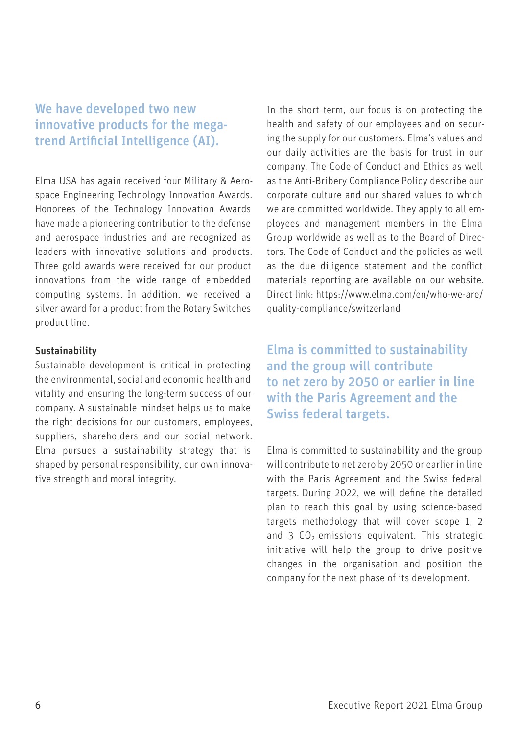## We have developed two new innovative products for the megatrend Artificial Intelligence (AI).

Elma USA has again received four Military & Aerospace Engineering Technology Innovation Awards. Honorees of the Technology Innovation Awards have made a pioneering contribution to the defense and aerospace industries and are recognized as leaders with innovative solutions and products. Three gold awards were received for our product innovations from the wide range of embedded computing systems. In addition, we received a silver award for a product from the Rotary Switches product line.

**Sustainability**

Sustainable development is critical in protecting the environmental, social and economic health and vitality and ensuring the long-term success of our company. A sustainable mindset helps us to make the right decisions for our customers, employees, suppliers, shareholders and our social network. Elma pursues a sustainability strategy that is shaped by personal responsibility, our own innovative strength and moral integrity.

In the short term, our focus is on protecting the health and safety of our employees and on securing the supply for our customers. Elma's values and our daily activities are the basis for trust in our company. The Code of Conduct and Ethics as well as the Anti-Bribery Compliance Policy describe our corporate culture and our shared values to which we are committed worldwide. They apply to all employees and management members in the Elma Group worldwide as well as to the Board of Directors. The Code of Conduct and the policies as well as the due diligence statement and the conflict materials reporting are available on our website. Direct link: https://www.elma.com/en/who-we-are/quality-compliance/switzerland

## Elma is committed to sustainability and the group will contribute to net zero by 2050 or earlier in line with the Paris Agreement and the Swiss federal targets.

Elma is committed to sustainability and the group will contribute to net zero by 2050 or earlier in line with the Paris Agreement and the Swiss federal targets. During 2022, we will define the detailed plan to reach this goal by using science-based targets methodology that will cover scope 1, 2 and 3 $CO_2$ emissions equivalent. This strategic initiative will help the group to drive positive changes in the organisation and position the company for the next phase of its development.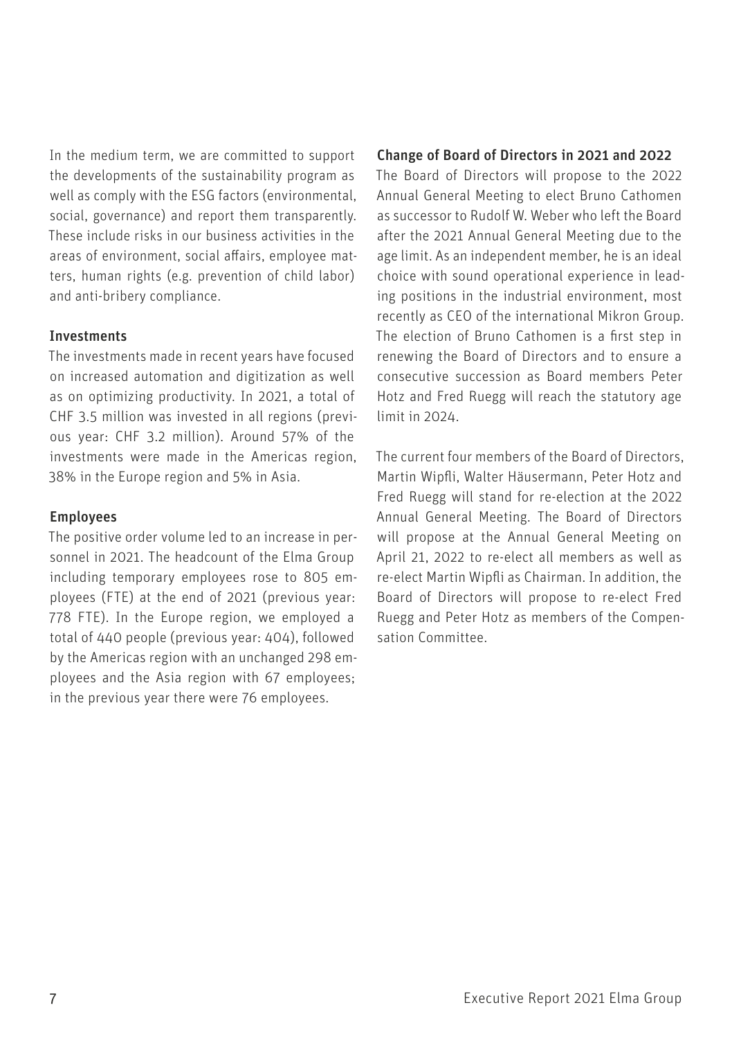In the medium term, we are committed to support the developments of the sustainability program as well as comply with the ESG factors (environmental, social, governance) and report them transparently. These include risks in our business activities in the areas of environment, social affairs, employee matters, human rights (e.g. prevention of child labor) and anti-bribery compliance.

## Investments

The investments made in recent years have focused on increased automation and digitization as well as on optimizing productivity. In 2021, a total of CHF 3.5 million was invested in all regions (previous year: CHF 3.2 million). Around 57% of the investments were made in the Americas region, 38% in the Europe region and 5% in Asia.

## Employees

The positive order volume led to an increase in personnel in 2021. The headcount of the Elma Group including temporary employees rose to 805 employees (FTE) at the end of 2021 (previous year: 778 FTE). In the Europe region, we employed a total of 440 people (previous year: 404), followed by the Americas region with an unchanged 298 employees and the Asia region with 67 employees; in the previous year there were 76 employees.

## Change of Board of Directors in 2021 and 2022

The Board of Directors will propose to the 2022 Annual General Meeting to elect Bruno Cathomen as successor to Rudolf W. Weber who left the Board after the 2021 Annual General Meeting due to the age limit. As an independent member, he is an ideal choice with sound operational experience in leading positions in the industrial environment, most recently as CEO of the international Mikron Group. The election of Bruno Cathomen is a first step in renewing the Board of Directors and to ensure a consecutive succession as Board members Peter Hotz and Fred Ruegg will reach the statutory age limit in 2024.

The current four members of the Board of Directors, Martin Wipfli, Walter Häusermann, Peter Hotz and Fred Ruegg will stand for re-election at the 2022 Annual General Meeting. The Board of Directors will propose at the Annual General Meeting on April 21, 2022 to re-elect all members as well as re-elect Martin Wipfli as Chairman. In addition, the Board of Directors will propose to re-elect Fred Ruegg and Peter Hotz as members of the Compensation Committee.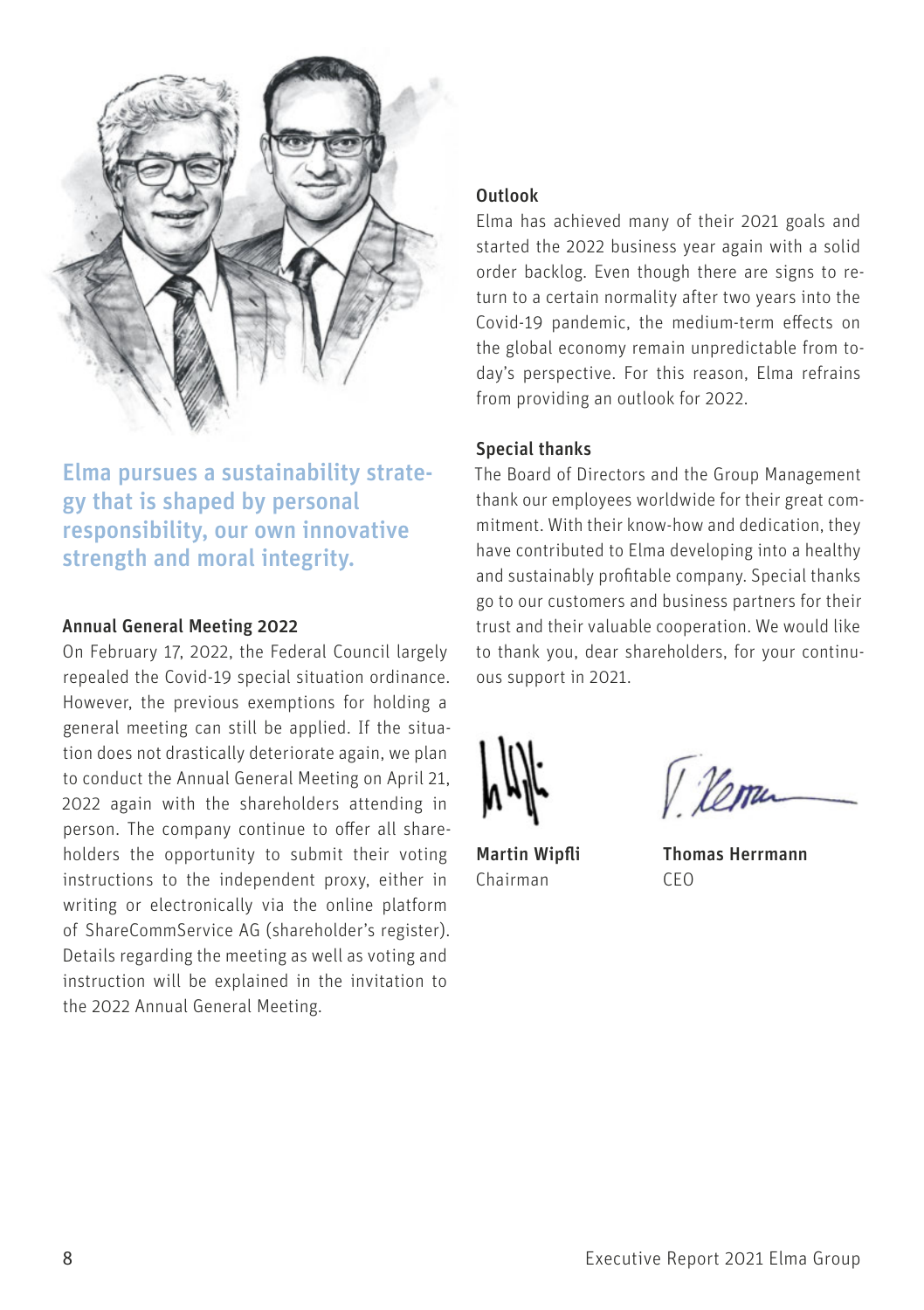**Elma pursues a sustainability strategy that is shaped by personal responsibility, our own innovative strength and moral integrity.**

### Annual General Meeting 2022

On February 17, 2022, the Federal Council largely repealed the Covid-19 special situation ordinance. However, the previous exemptions for holding a general meeting can still be applied. If the situation does not drastically deteriorate again, we plan to conduct the Annual General Meeting on April 21, 2022 again with the shareholders attending in person. The company continue to offer all shareholders the opportunity to submit their voting instructions to the independent proxy, either in writing or electronically via the online platform of ShareCommService AG (shareholder's register). Details regarding the meeting as well as voting and instruction will be explained in the invitation to the 2022 Annual General Meeting.

### Outlook

Elma has achieved many of their 2021 goals and started the 2022 business year again with a solid order backlog. Even though there are signs to return to a certain normality after two years into the Covid-19 pandemic, the medium-term effects on the global economy remain unpredictable from today's perspective. For this reason, Elma refrains from providing an outlook for 2022.

### Special thanks

The Board of Directors and the Group Management thank our employees worldwide for their great commitment. With their know-how and dedication, they have contributed to Elma developing into a healthy and sustainably profitable company. Special thanks go to our customers and business partners for their trust and their valuable cooperation. We would like to thank you, dear shareholders, for your continuous support in 2021.

**Martin Wipfli**
Chairman

**Thomas Herrmann**
CEO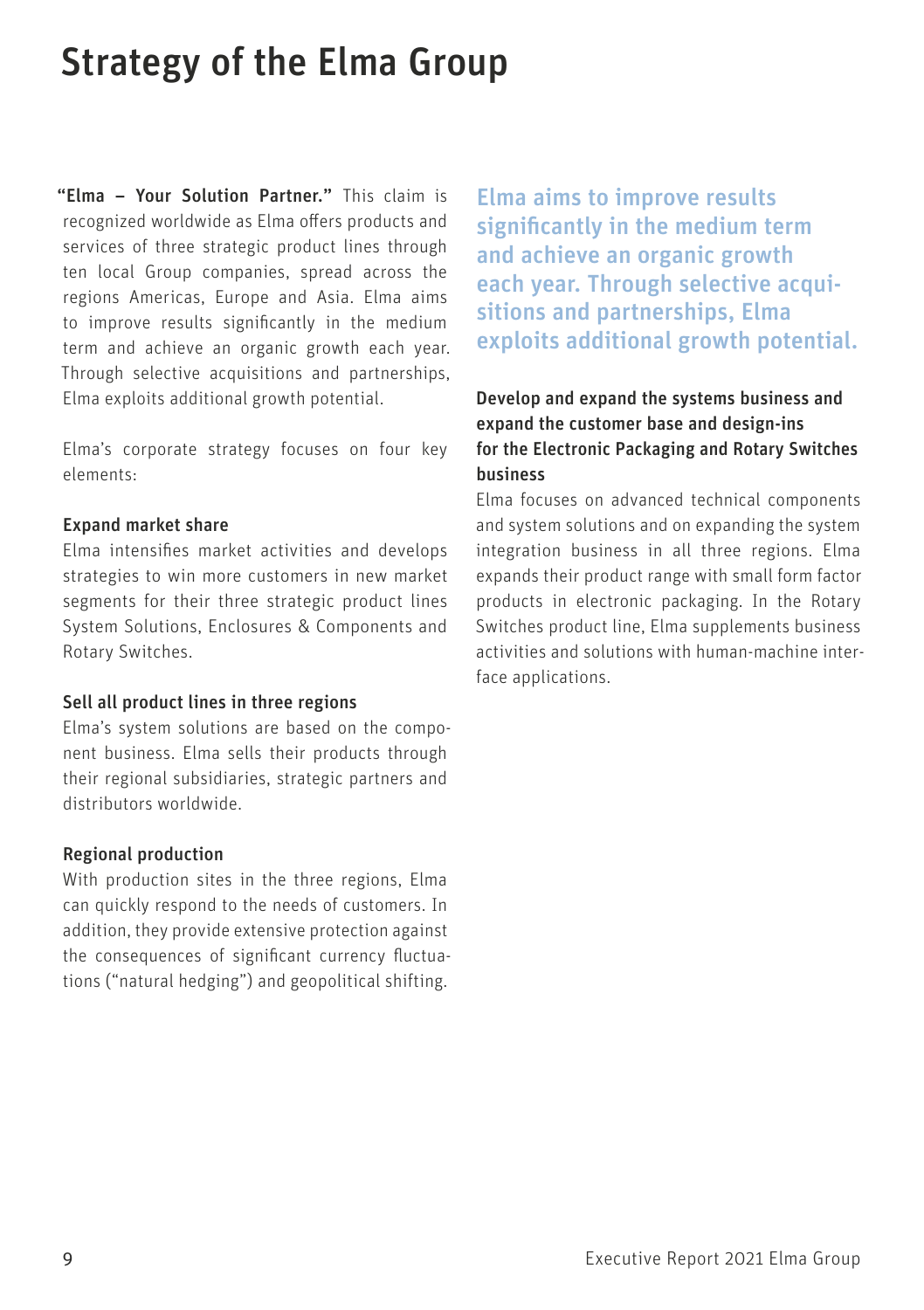# Strategy of the Elma Group

**"Elma – Your Solution Partner."** This claim is recognized worldwide as Elma offers products and services of three strategic product lines through ten local Group companies, spread across the regions Americas, Europe and Asia. Elma aims to improve results significantly in the medium term and achieve an organic growth each year. Through selective acquisitions and partnerships, Elma exploits additional growth potential.

Elma's corporate strategy focuses on four key elements:

### Expand market share

Elma intensifies market activities and develops strategies to win more customers in new market segments for their three strategic product lines System Solutions, Enclosures & Components and Rotary Switches.

### Sell all product lines in three regions

Elma's system solutions are based on the component business. Elma sells their products through their regional subsidiaries, strategic partners and distributors worldwide.

### Regional production

With production sites in the three regions, Elma can quickly respond to the needs of customers. In addition, they provide extensive protection against the consequences of significant currency fluctuations ("natural hedging") and geopolitical shifting.

**Elma aims to improve results significantly in the medium term and achieve an organic growth each year. Through selective acquisitions and partnerships, Elma exploits additional growth potential.**

### Develop and expand the systems business and expand the customer base and design-ins for the Electronic Packaging and Rotary Switches business

Elma focuses on advanced technical components and system solutions and on expanding the system integration business in all three regions. Elma expands their product range with small form factor products in electronic packaging. In the Rotary Switches product line, Elma supplements business activities and solutions with human-machine interface applications.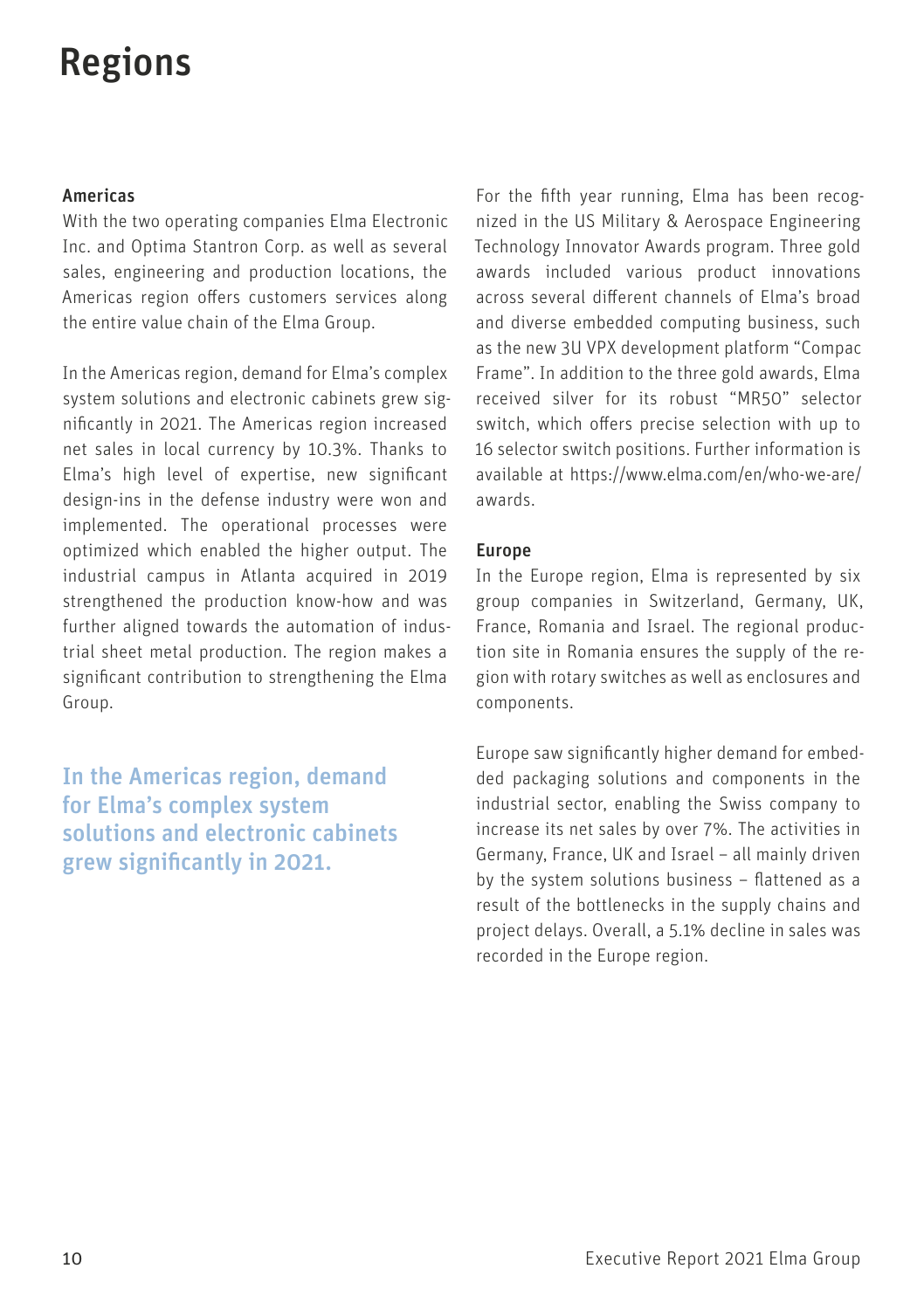# Regions

## Americas

With the two operating companies Elma Electronic Inc. and Optima Stantron Corp. as well as several sales, engineering and production locations, the Americas region offers customers services along the entire value chain of the Elma Group.

In the Americas region, demand for Elma's complex system solutions and electronic cabinets grew significantly in 2021. The Americas region increased net sales in local currency by 10.3%. Thanks to Elma's high level of expertise, new significant design-ins in the defense industry were won and implemented. The operational processes were optimized which enabled the higher output. The industrial campus in Atlanta acquired in 2019 strengthened the production know-how and was further aligned towards the automation of industrial sheet metal production. The region makes a significant contribution to strengthening the Elma Group.

**In the Americas region, demand for Elma's complex system solutions and electronic cabinets grew significantly in 2021.**

For the fifth year running, Elma has been recognized in the US Military & Aerospace Engineering Technology Innovator Awards program. Three gold awards included various product innovations across several different channels of Elma's broad and diverse embedded computing business, such as the new 3U VPX development platform "Compac Frame". In addition to the three gold awards, Elma received silver for its robust "MR50" selector switch, which offers precise selection with up to 16 selector switch positions. Further information is available at https://www.elma.com/en/who-we-are/awards.

## Europe

In the Europe region, Elma is represented by six group companies in Switzerland, Germany, UK, France, Romania and Israel. The regional production site in Romania ensures the supply of the region with rotary switches as well as enclosures and components.

Europe saw significantly higher demand for embedded packaging solutions and components in the industrial sector, enabling the Swiss company to increase its net sales by over 7%. The activities in Germany, France, UK and Israel – all mainly driven by the system solutions business – flattened as a result of the bottlenecks in the supply chains and project delays. Overall, a 5.1% decline in sales was recorded in the Europe region.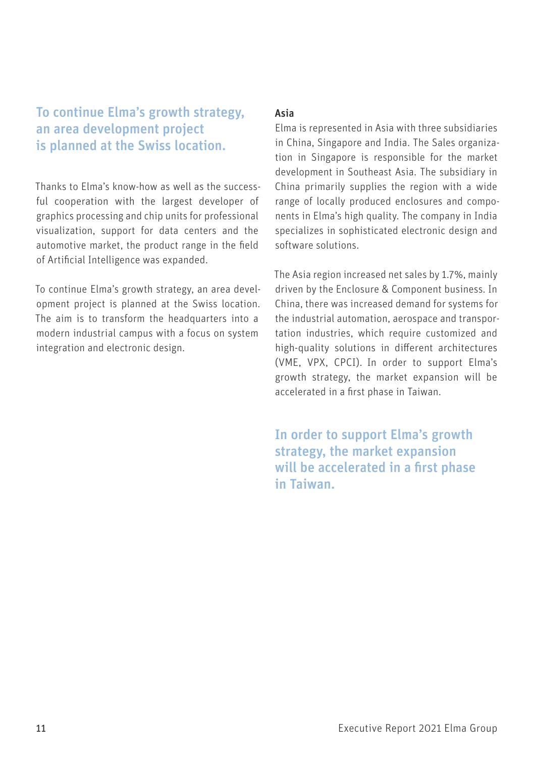**To continue Elma's growth strategy, an area development project is planned at the Swiss location.**

Thanks to Elma's know-how as well as the successful cooperation with the largest developer of graphics processing and chip units for professional visualization, support for data centers and the automotive market, the product range in the field of Artificial Intelligence was expanded.

To continue Elma's growth strategy, an area development project is planned at the Swiss location. The aim is to transform the headquarters into a modern industrial campus with a focus on system integration and electronic design.

### Asia

Elma is represented in Asia with three subsidiaries in China, Singapore and India. The Sales organization in Singapore is responsible for the market development in Southeast Asia. The subsidiary in China primarily supplies the region with a wide range of locally produced enclosures and components in Elma's high quality. The company in India specializes in sophisticated electronic design and software solutions.

The Asia region increased net sales by 1.7%, mainly driven by the Enclosure & Component business. In China, there was increased demand for systems for the industrial automation, aerospace and transportation industries, which require customized and high-quality solutions in different architectures (VME, VPX, CPCI). In order to support Elma's growth strategy, the market expansion will be accelerated in a first phase in Taiwan.

**In order to support Elma's growth strategy, the market expansion will be accelerated in a first phase in Taiwan.**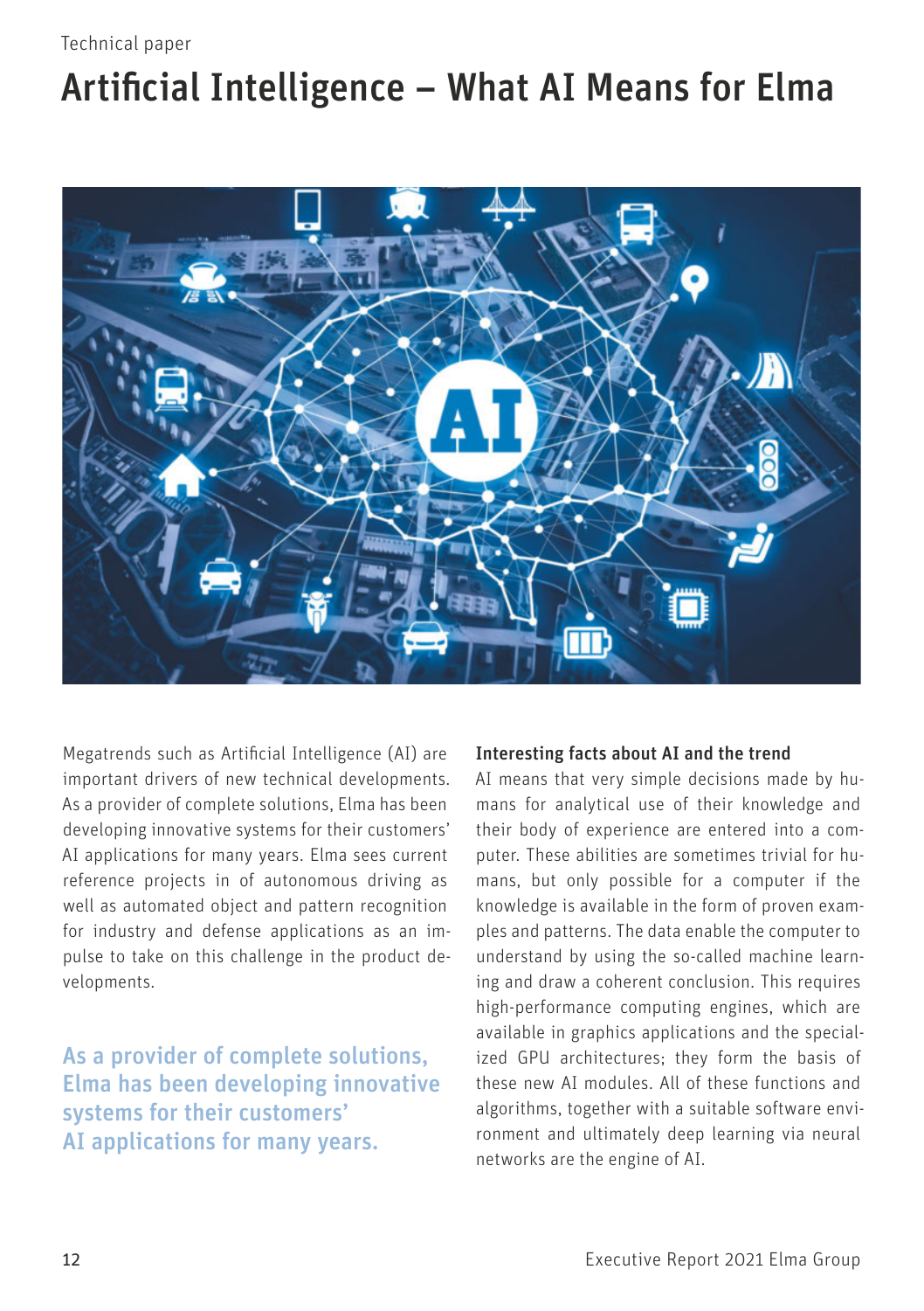Technical paper

# Artificial Intelligence – What AI Means for Elma

Megatrends such as Artificial Intelligence (AI) are important drivers of new technical developments. As a provider of complete solutions, Elma has been developing innovative systems for their customers' AI applications for many years. Elma sees current reference projects in of autonomous driving as well as automated object and pattern recognition for industry and defense applications as an impulse to take on this challenge in the product developments.

As a provider of complete solutions, Elma has been developing innovative systems for their customers' AI applications for many years.

### Interesting facts about AI and the trend

AI means that very simple decisions made by humans for analytical use of their knowledge and their body of experience are entered into a computer. These abilities are sometimes trivial for humans, but only possible for a computer if the knowledge is available in the form of proven examples and patterns. The data enable the computer to understand by using the so-called machine learning and draw a coherent conclusion. This requires high-performance computing engines, which are available in graphics applications and the specialized GPU architectures; they form the basis of these new AI modules. All of these functions and algorithms, together with a suitable software environment and ultimately deep learning via neural networks are the engine of AI.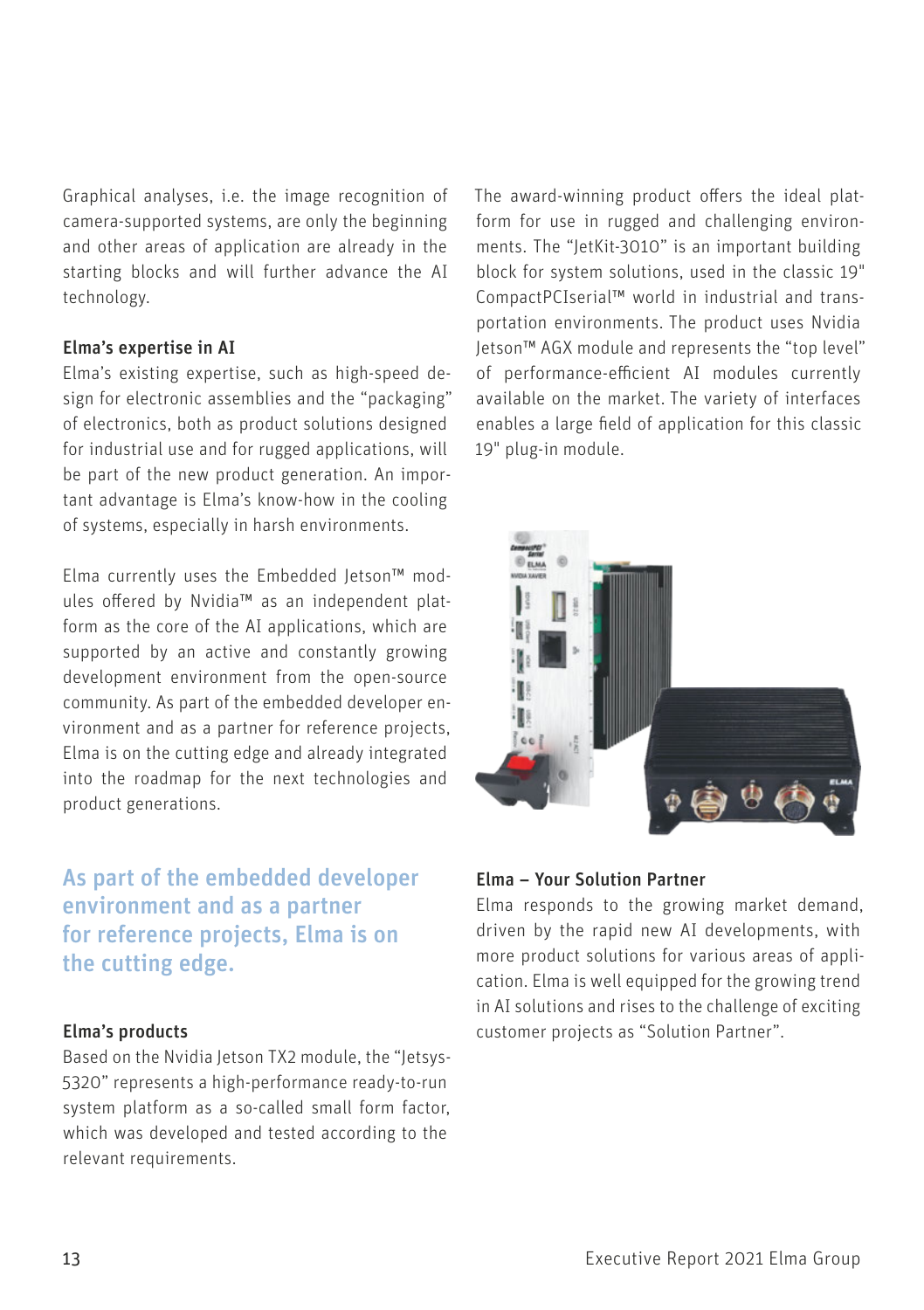Graphical analyses, i.e. the image recognition of camera-supported systems, are only the beginning and other areas of application are already in the starting blocks and will further advance the AI technology.

### Elma's expertise in AI

Elma's existing expertise, such as high-speed design for electronic assemblies and the "packaging" of electronics, both as product solutions designed for industrial use and for rugged applications, will be part of the new product generation. An important advantage is Elma's know-how in the cooling of systems, especially in harsh environments.

Elma currently uses the Embedded Jetson™ modules offered by Nvidia™ as an independent platform as the core of the AI applications, which are supported by an active and constantly growing development environment from the open-source community. As part of the embedded developer environment and as a partner for reference projects, Elma is on the cutting edge and already integrated into the roadmap for the next technologies and product generations.

**As part of the embedded developer environment and as a partner for reference projects, Elma is on the cutting edge.**

### Elma's products

Based on the Nvidia Jetson TX2 module, the "Jetsys-5320" represents a high-performance ready-to-run system platform as a so-called small form factor, which was developed and tested according to the relevant requirements.

The award-winning product offers the ideal platform for use in rugged and challenging environments. The "JetKit-3010" is an important building block for system solutions, used in the classic 19" CompactPCIserial™ world in industrial and transportation environments. The product uses Nvidia Jetson™ AGX module and represents the "top level" of performance-efficient AI modules currently available on the market. The variety of interfaces enables a large field of application for this classic 19" plug-in module.

### Elma – Your Solution Partner

Elma responds to the growing market demand, driven by the rapid new AI developments, with more product solutions for various areas of application. Elma is well equipped for the growing trend in AI solutions and rises to the challenge of exciting customer projects as "Solution Partner".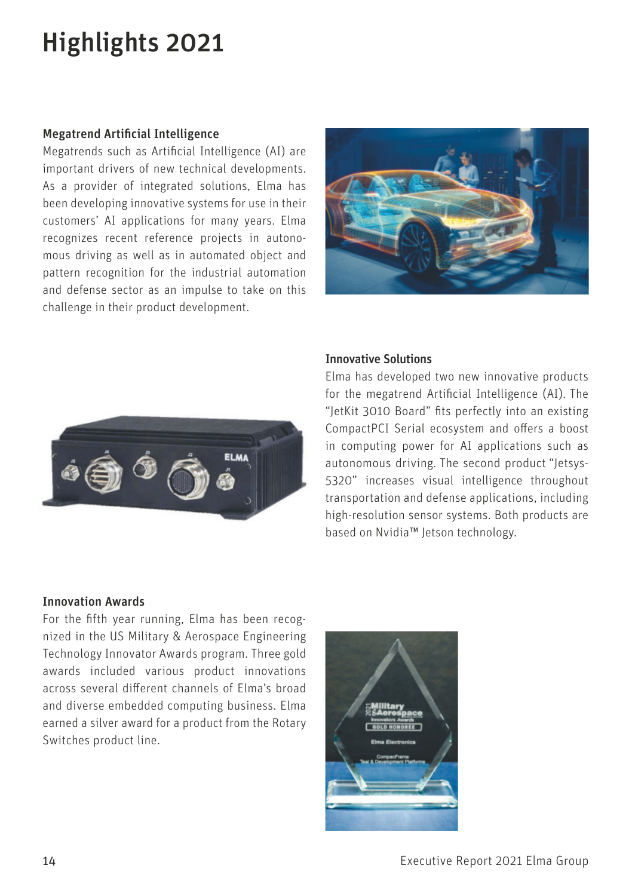# Highlights 2021

### Megatrend Artificial Intelligence

Megatrends such as Artificial Intelligence (AI) are important drivers of new technical developments. As a provider of integrated solutions, Elma has been developing innovative systems for use in their customers' AI applications for many years. Elma recognizes recent reference projects in autonomous driving as well as in automated object and pattern recognition for the industrial automation and defense sector as an impulse to take on this challenge in their product development.

### Innovative Solutions

Elma has developed two new innovative products for the megatrend Artificial Intelligence (AI). The "JetKit 3010 Board" fits perfectly into an existing CompactPCI Serial ecosystem and offers a boost in computing power for AI applications such as autonomous driving. The second product "Jetsys-5320" increases visual intelligence throughout transportation and defense applications, including high-resolution sensor systems. Both products are based on Nvidia™ Jetson technology.

### Innovation Awards

For the fifth year running, Elma has been recognized in the US Military & Aerospace Engineering Technology Innovator Awards program. Three gold awards included various product innovations across several different channels of Elma's broad and diverse embedded computing business. Elma earned a silver award for a product from the Rotary Switches product line.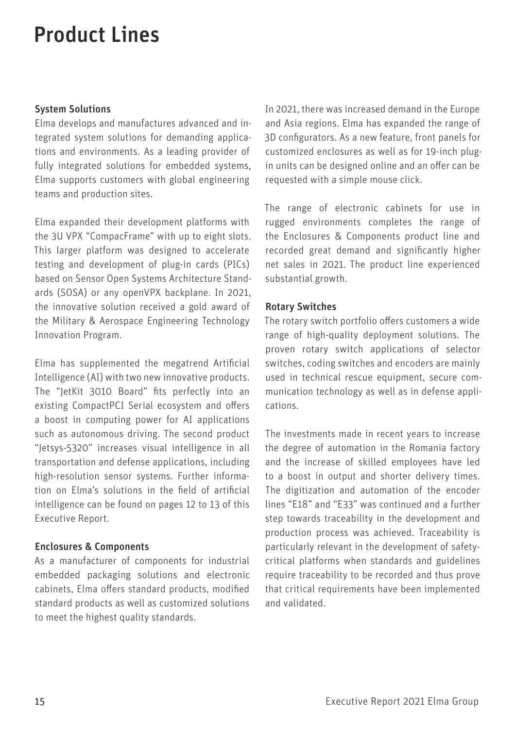# Product Lines

### System Solutions

Elma develops and manufactures advanced and integrated system solutions for demanding applications and environments. As a leading provider of fully integrated solutions for embedded systems, Elma supports customers with global engineering teams and production sites.

Elma expanded their development platforms with the 3U VPX "CompacFrame" with up to eight slots. This larger platform was designed to accelerate testing and development of plug-in cards (PICs) based on Sensor Open Systems Architecture Standards (SOSA) or any openVPX backplane. In 2021, the innovative solution received a gold award of the Military & Aerospace Engineering Technology Innovation Program.

Elma has supplemented the megatrend Artificial Intelligence (AI) with two new innovative products. The "JetKit 3010 Board" fits perfectly into an existing CompactPCI Serial ecosystem and offers a boost in computing power for AI applications such as autonomous driving. The second product "Jetsys-5320" increases visual intelligence in all transportation and defense applications, including high-resolution sensor systems. Further information on Elma's solutions in the field of artificial intelligence can be found on pages 12 to 13 of this Executive Report.

### Enclosures & Components

As a manufacturer of components for industrial embedded packaging solutions and electronic cabinets, Elma offers standard products, modified standard products as well as customized solutions to meet the highest quality standards.

In 2021, there was increased demand in the Europe and Asia regions. Elma has expanded the range of 3D configurators. As a new feature, front panels for customized enclosures as well as for 19-inch plug-in units can be designed online and an offer can be requested with a simple mouse click.

The range of electronic cabinets for use in rugged environments completes the range of the Enclosures & Components product line and recorded great demand and significantly higher net sales in 2021. The product line experienced substantial growth.

### Rotary Switches

The rotary switch portfolio offers customers a wide range of high-quality deployment solutions. The proven rotary switch applications of selector switches, coding switches and encoders are mainly used in technical rescue equipment, secure communication technology as well as in defense applications.

The investments made in recent years to increase the degree of automation in the Romania factory and the increase of skilled employees have led to a boost in output and shorter delivery times. The digitization and automation of the encoder lines "E18" and "E33" was continued and a further step towards traceability in the development and production process was achieved. Traceability is particularly relevant in the development of safety-critical platforms when standards and guidelines require traceability to be recorded and thus prove that critical requirements have been implemented and validated.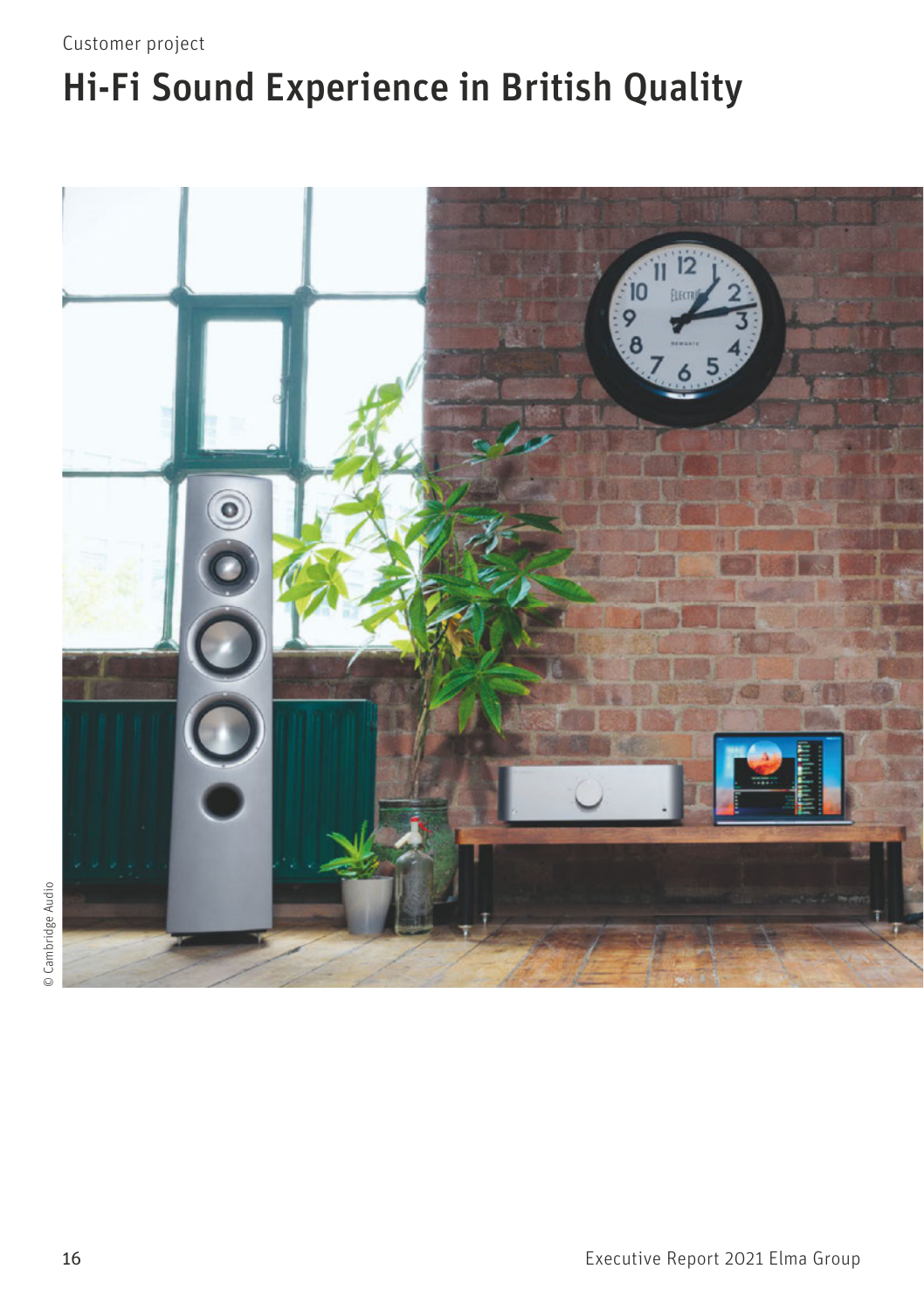Customer project

# Hi-Fi Sound Experience in British Quality

© Cambridge Audio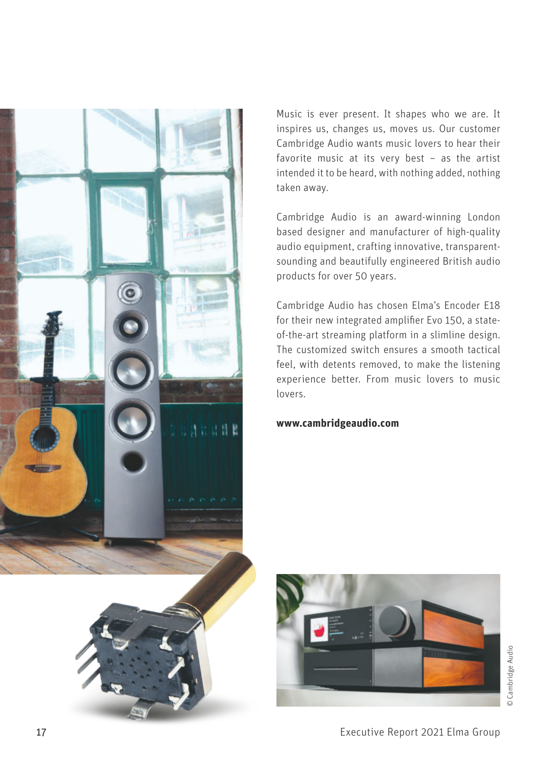Music is ever present. It shapes who we are. It inspires us, changes us, moves us. Our customer Cambridge Audio wants music lovers to hear their favorite music at its very best – as the artist intended it to be heard, with nothing added, nothing taken away.

Cambridge Audio is an award-winning London based designer and manufacturer of high-quality audio equipment, crafting innovative, transparent-sounding and beautifully engineered British audio products for over 50 years.

Cambridge Audio has chosen Elma's Encoder E18 for their new integrated amplifier Evo 150, a state-of-the-art streaming platform in a slimline design. The customized switch ensures a smooth tactical feel, with detents removed, to make the listening experience better. From music lovers to music lovers.

**www.cambridgeaudio.com**

© Cambridge Audio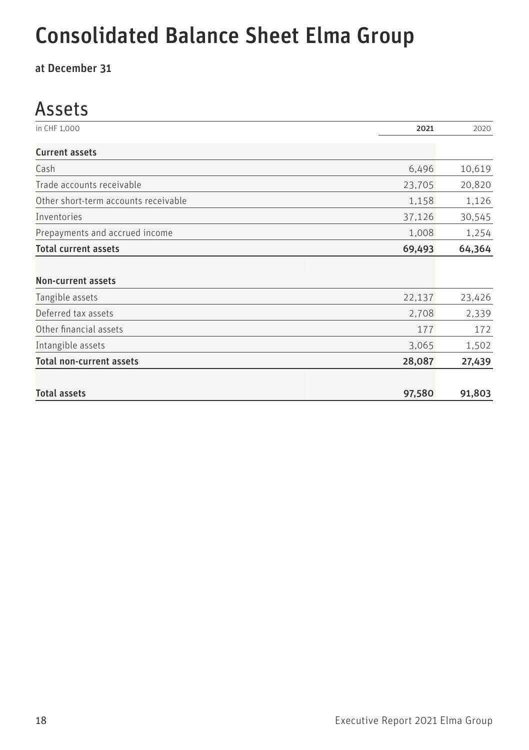# Consolidated Balance Sheet Elma Group

**at December 31**

## Assets

| in CHF 1,000 | 2021 | 2020 |
|---|---|---|
| **Current assets** | | |
| Cash | 6,496 | 10,619 |
| Trade accounts receivable | 23,705 | 20,820 |
| Other short-term accounts receivable | 1,158 | 1,126 |
| Inventories | 37,126 | 30,545 |
| Prepayments and accrued income | 1,008 | 1,254 |
| **Total current assets** | **69,493** | **64,364** |
| | | |
| **Non-current assets** | | |
| Tangible assets | 22,137 | 23,426 |
| Deferred tax assets | 2,708 | 2,339 |
| Other financial assets | 177 | 172 |
| Intangible assets | 3,065 | 1,502 |
| **Total non-current assets** | **28,087** | **27,439** |
| | | |
| **Total assets** | **97,580** | **91,803** |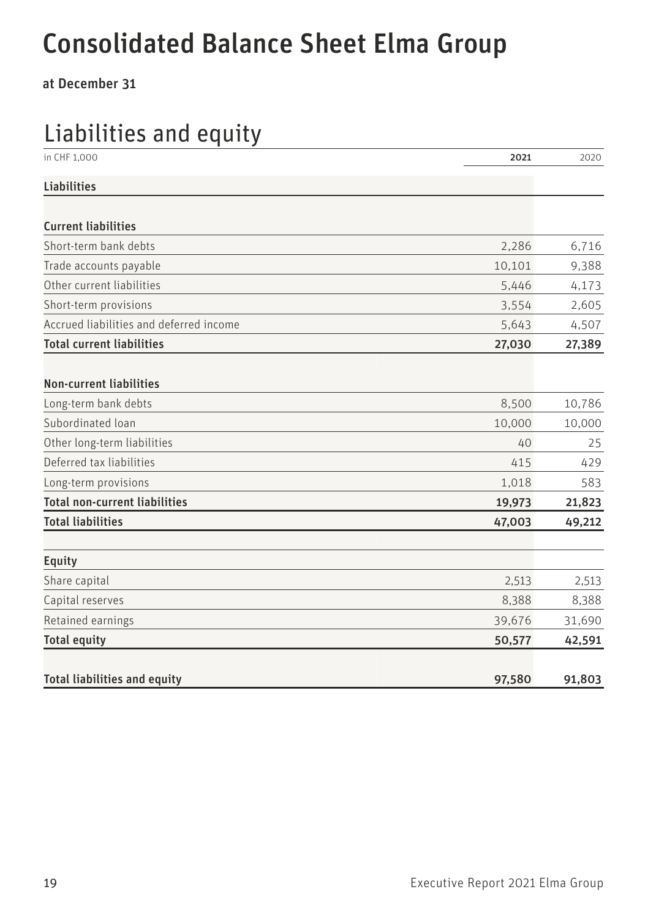# Consolidated Balance Sheet Elma Group

**at December 31**

## Liabilities and equity

| in CHF 1,000 | 2021 | 2020 |
|---|---|---|
| **Liabilities** | | |
| **Current liabilities** | | |
| Short-term bank debts | 2,286 | 6,716 |
| Trade accounts payable | 10,101 | 9,388 |
| Other current liabilities | 5,446 | 4,173 |
| Short-term provisions | 3,554 | 2,605 |
| Accrued liabilities and deferred income | 5,643 | 4,507 |
| **Total current liabilities** | **27,030** | **27,389** |
| **Non-current liabilities** | | |
| Long-term bank debts | 8,500 | 10,786 |
| Subordinated loan | 10,000 | 10,000 |
| Other long-term liabilities | 40 | 25 |
| Deferred tax liabilities | 415 | 429 |
| Long-term provisions | 1,018 | 583 |
| **Total non-current liabilities** | **19,973** | **21,823** |
| **Total liabilities** | **47,003** | **49,212** |
| **Equity** | | |
| Share capital | 2,513 | 2,513 |
| Capital reserves | 8,388 | 8,388 |
| Retained earnings | 39,676 | 31,690 |
| **Total equity** | **50,577** | **42,591** |
| **Total liabilities and equity** | **97,580** | **91,803** |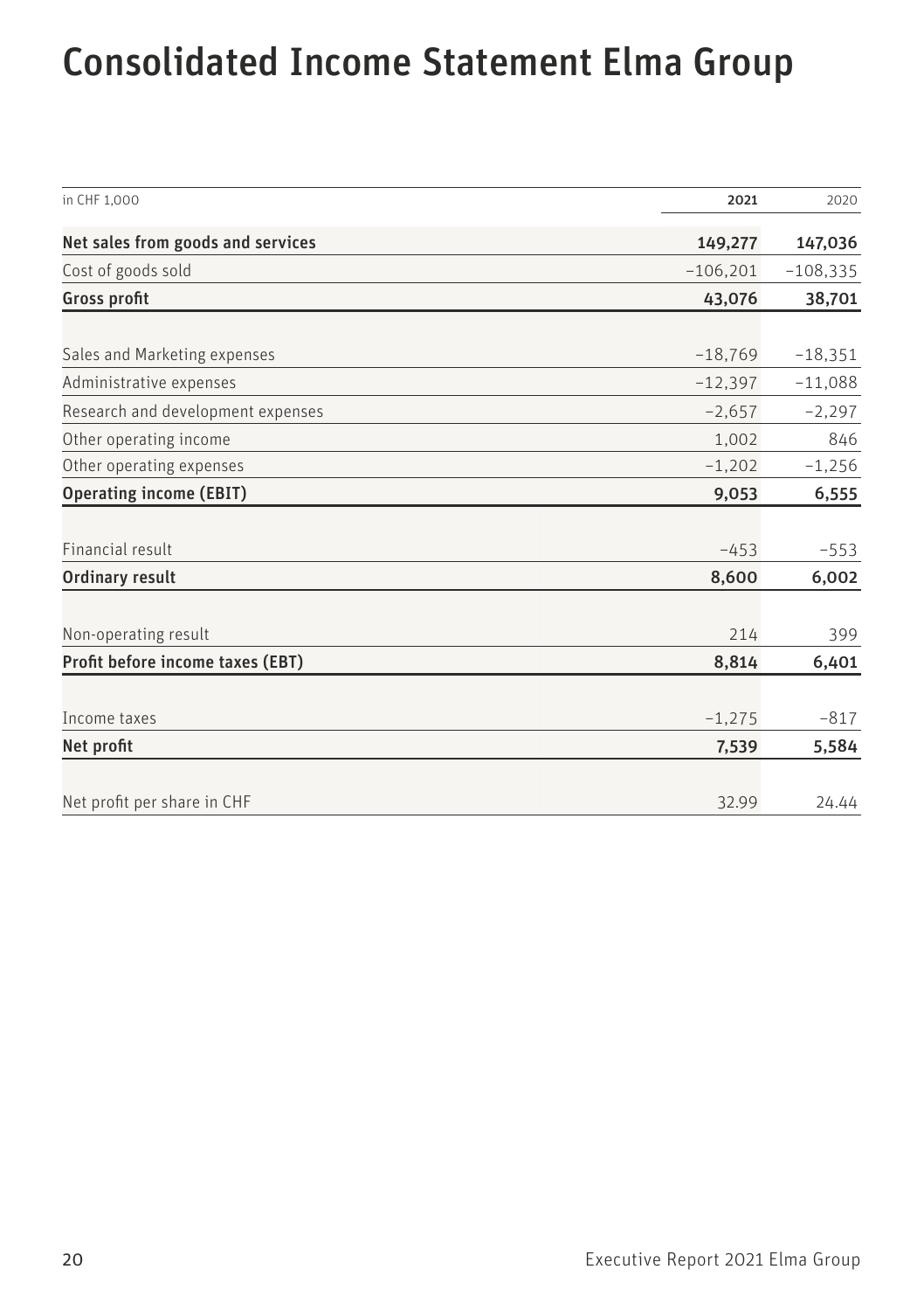# Consolidated Income Statement Elma Group

| in CHF 1,000 | 2021 | 2020 |
|---|---|---|
| **Net sales from goods and services** | **149,277** | **147,036** |
| Cost of goods sold | −106,201 | −108,335 |
| **Gross profit** | **43,076** | **38,701** |
| | | |
| Sales and Marketing expenses | −18,769 | −18,351 |
| Administrative expenses | −12,397 | −11,088 |
| Research and development expenses | −2,657 | −2,297 |
| Other operating income | 1,002 | 846 |
| Other operating expenses | −1,202 | −1,256 |
| **Operating income (EBIT)** | **9,053** | **6,555** |
| | | |
| Financial result | −453 | −553 |
| **Ordinary result** | **8,600** | **6,002** |
| | | |
| Non-operating result | 214 | 399 |
| **Profit before income taxes (EBT)** | **8,814** | **6,401** |
| | | |
| Income taxes | −1,275 | −817 |
| **Net profit** | **7,539** | **5,584** |
| | | |
| Net profit per share in CHF | 32.99 | 24.44 |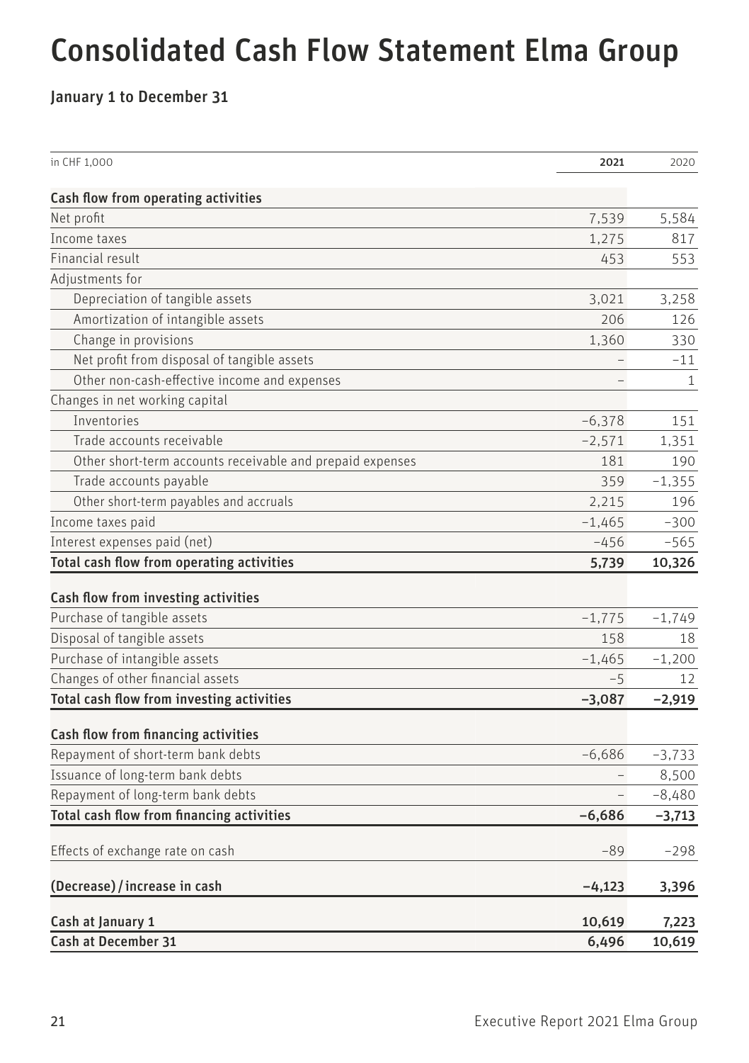# Consolidated Cash Flow Statement Elma Group

### January 1 to December 31

| in CHF 1,000 | 2021 | 2020 |
|---|---|---|
| **Cash flow from operating activities** | | |
| Net profit | 7,539 | 5,584 |
| Income taxes | 1,275 | 817 |
| Financial result | 453 | 553 |
| Adjustments for | | |
| Depreciation of tangible assets | 3,021 | 3,258 |
| Amortization of intangible assets | 206 | 126 |
| Change in provisions | 1,360 | 330 |
| Net profit from disposal of tangible assets | – | –11 |
| Other non-cash-effective income and expenses | – | 1 |
| Changes in net working capital | | |
| Inventories | –6,378 | 151 |
| Trade accounts receivable | –2,571 | 1,351 |
| Other short-term accounts receivable and prepaid expenses | 181 | 190 |
| Trade accounts payable | 359 | –1,355 |
| Other short-term payables and accruals | 2,215 | 196 |
| Income taxes paid | –1,465 | –300 |
| Interest expenses paid (net) | –456 | –565 |
| **Total cash flow from operating activities** | **5,739** | **10,326** |
| **Cash flow from investing activities** | | |
| Purchase of tangible assets | –1,775 | –1,749 |
| Disposal of tangible assets | 158 | 18 |
| Purchase of intangible assets | –1,465 | –1,200 |
| Changes of other financial assets | –5 | 12 |
| **Total cash flow from investing activities** | **–3,087** | **–2,919** |
| **Cash flow from financing activities** | | |
| Repayment of short-term bank debts | –6,686 | –3,733 |
| Issuance of long-term bank debts | – | 8,500 |
| Repayment of long-term bank debts | – | –8,480 |
| **Total cash flow from financing activities** | **–6,686** | **–3,713** |
| Effects of exchange rate on cash | –89 | –298 |
| **(Decrease) / increase in cash** | **–4,123** | **3,396** |
| **Cash at January 1** | **10,619** | **7,223** |
| **Cash at December 31** | **6,496** | **10,619** |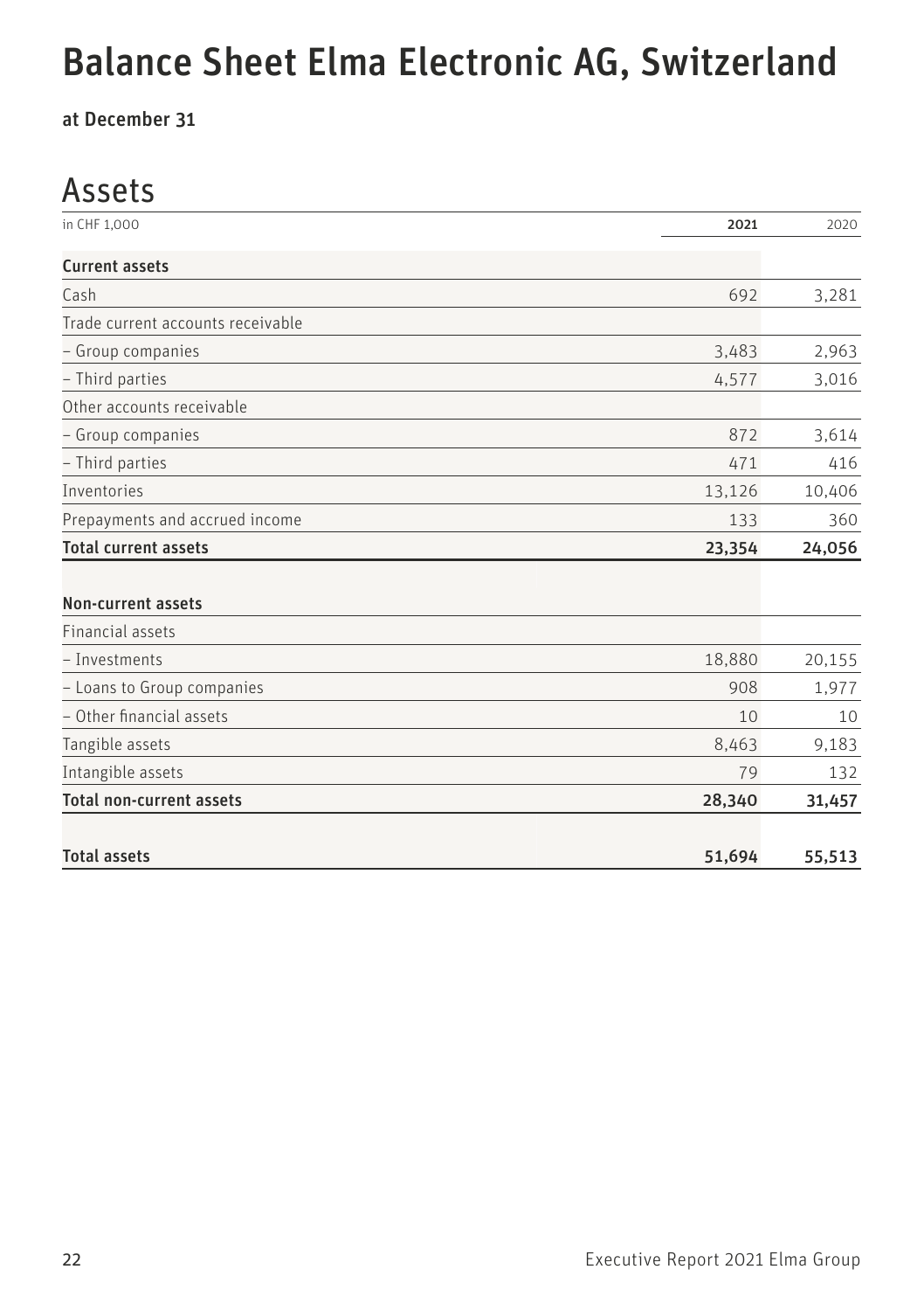# Balance Sheet Elma Electronic AG, Switzerland

**at December 31**

## Assets

| in CHF 1,000 | 2021 | 2020 |
|---|---|---|
| **Current assets** | | |
| Cash | 692 | 3,281 |
| Trade current accounts receivable | | |
| – Group companies | 3,483 | 2,963 |
| – Third parties | 4,577 | 3,016 |
| Other accounts receivable | | |
| – Group companies | 872 | 3,614 |
| – Third parties | 471 | 416 |
| Inventories | 13,126 | 10,406 |
| Prepayments and accrued income | 133 | 360 |
| **Total current assets** | **23,354** | **24,056** |
| | | |
| **Non-current assets** | | |
| Financial assets | | |
| – Investments | 18,880 | 20,155 |
| – Loans to Group companies | 908 | 1,977 |
| – Other financial assets | 10 | 10 |
| Tangible assets | 8,463 | 9,183 |
| Intangible assets | 79 | 132 |
| **Total non-current assets** | **28,340** | **31,457** |
| | | |
| **Total assets** | **51,694** | **55,513** |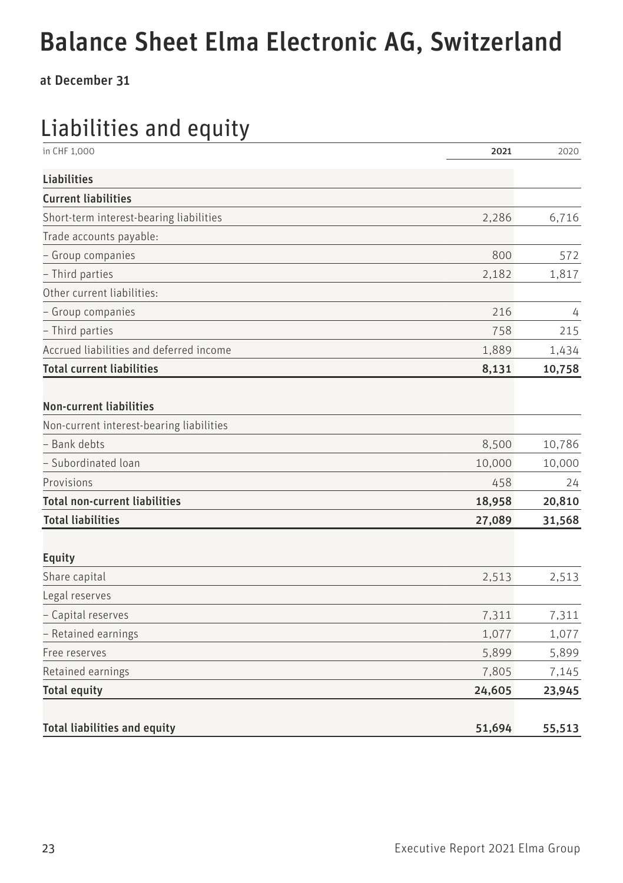# Balance Sheet Elma Electronic AG, Switzerland

at December 31

## Liabilities and equity

| in CHF 1,000 | 2021 | 2020 |
|---|---|---|
| **Liabilities** | | |
| **Current liabilities** | | |
| Short-term interest-bearing liabilities | 2,286 | 6,716 |
| Trade accounts payable: | | |
| – Group companies | 800 | 572 |
| – Third parties | 2,182 | 1,817 |
| Other current liabilities: | | |
| – Group companies | 216 | 4 |
| – Third parties | 758 | 215 |
| Accrued liabilities and deferred income | 1,889 | 1,434 |
| **Total current liabilities** | **8,131** | **10,758** |
| | | |
| **Non-current liabilities** | | |
| Non-current interest-bearing liabilities | | |
| – Bank debts | 8,500 | 10,786 |
| – Subordinated loan | 10,000 | 10,000 |
| Provisions | 458 | 24 |
| **Total non-current liabilities** | **18,958** | **20,810** |
| **Total liabilities** | **27,089** | **31,568** |
| | | |
| **Equity** | | |
| Share capital | 2,513 | 2,513 |
| Legal reserves | | |
| – Capital reserves | 7,311 | 7,311 |
| – Retained earnings | 1,077 | 1,077 |
| Free reserves | 5,899 | 5,899 |
| Retained earnings | 7,805 | 7,145 |
| **Total equity** | **24,605** | **23,945** |
| | | |
| **Total liabilities and equity** | **51,694** | **55,513** |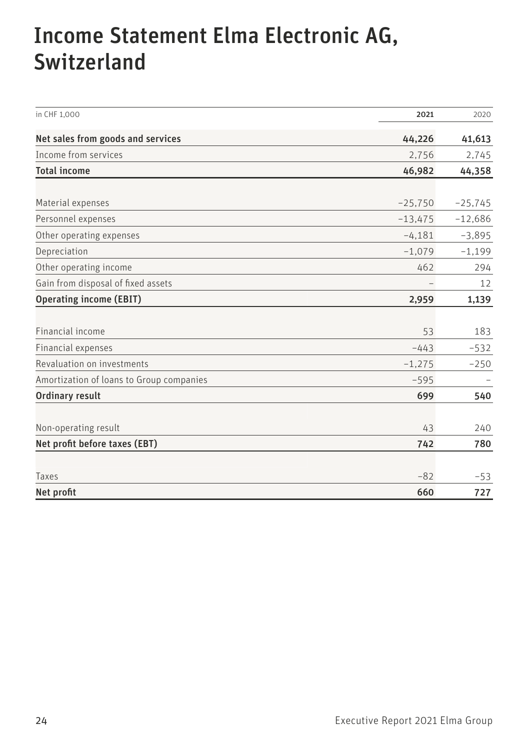# Income Statement Elma Electronic AG, Switzerland

| in CHF 1,000 | 2021 | 2020 |
|---|---|---|
| **Net sales from goods and services** | **44,226** | **41,613** |
| Income from services | 2,756 | 2,745 |
| **Total income** | **46,982** | **44,358** |
| | | |
| Material expenses | −25,750 | −25,745 |
| Personnel expenses | −13,475 | −12,686 |
| Other operating expenses | −4,181 | −3,895 |
| Depreciation | −1,079 | −1,199 |
| Other operating income | 462 | 294 |
| Gain from disposal of fixed assets | – | 12 |
| **Operating income (EBIT)** | **2,959** | **1,139** |
| | | |
| Financial income | 53 | 183 |
| Financial expenses | −443 | −532 |
| Revaluation on investments | −1,275 | −250 |
| Amortization of loans to Group companies | −595 | – |
| **Ordinary result** | **699** | **540** |
| | | |
| Non-operating result | 43 | 240 |
| **Net profit before taxes (EBT)** | **742** | **780** |
| | | |
| Taxes | −82 | −53 |
| **Net profit** | **660** | **727** |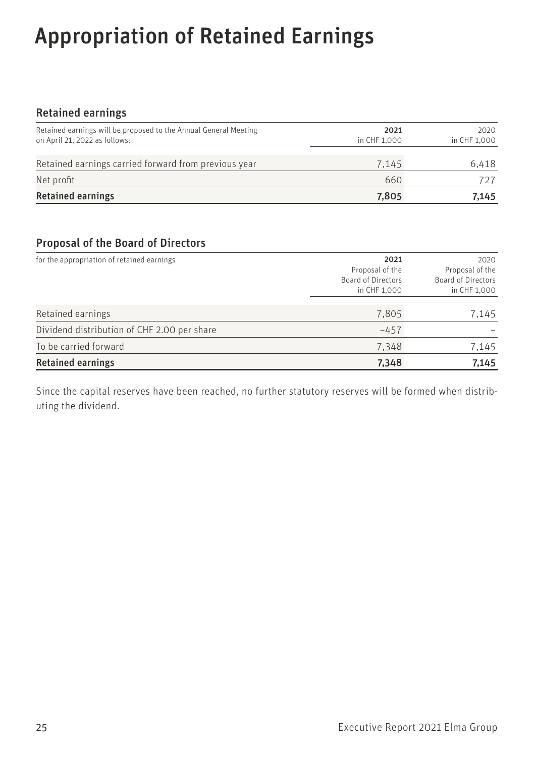# Appropriation of Retained Earnings

## Retained earnings

| Retained earnings will be proposed to the Annual General Meeting on April 21, 2022 as follows: | 2021 in CHF 1,000 | 2020 in CHF 1,000 |
|---|---|---|
| Retained earnings carried forward from previous year | 7,145 | 6,418 |
| Net profit | 660 | 727 |
| **Retained earnings** | **7,805** | **7,145** |

## Proposal of the Board of Directors

| for the appropriation of retained earnings | 2021 Proposal of the Board of Directors in CHF 1,000 | 2020 Proposal of the Board of Directors in CHF 1,000 |
|---|---|---|
| Retained earnings | 7,805 | 7,145 |
| Dividend distribution of CHF 2.00 per share | –457 | – |
| To be carried forward | 7,348 | 7,145 |
| **Retained earnings** | **7,348** | **7,145** |

Since the capital reserves have been reached, no further statutory reserves will be formed when distributing the dividend.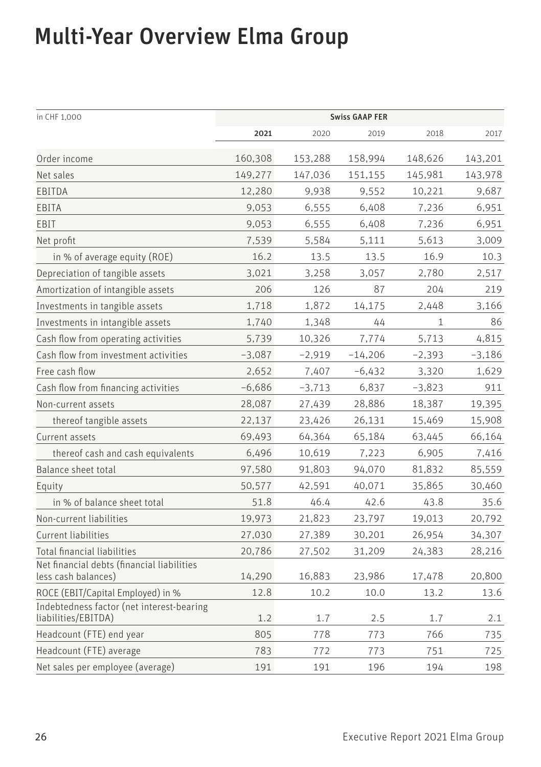# Multi-Year Overview Elma Group

| in CHF 1,000 | Swiss GAAP FER | | | | |
|---|---|---|---|---|---|
| | **2021** | 2020 | 2019 | 2018 | 2017 |
| Order income | 160,308 | 153,288 | 158,994 | 148,626 | 143,201 |
| Net sales | 149,277 | 147,036 | 151,155 | 145,981 | 143,978 |
| EBITDA | 12,280 | 9,938 | 9,552 | 10,221 | 9,687 |
| EBITA | 9,053 | 6,555 | 6,408 | 7,236 | 6,951 |
| EBIT | 9,053 | 6,555 | 6,408 | 7,236 | 6,951 |
| Net profit | 7,539 | 5,584 | 5,111 | 5,613 | 3,009 |
| in % of average equity (ROE) | 16.2 | 13.5 | 13.5 | 16.9 | 10.3 |
| Depreciation of tangible assets | 3,021 | 3,258 | 3,057 | 2,780 | 2,517 |
| Amortization of intangible assets | 206 | 126 | 87 | 204 | 219 |
| Investments in tangible assets | 1,718 | 1,872 | 14,175 | 2,448 | 3,166 |
| Investments in intangible assets | 1,740 | 1,348 | 44 | 1 | 86 |
| Cash flow from operating activities | 5,739 | 10,326 | 7,774 | 5,713 | 4,815 |
| Cash flow from investment activities | –3,087 | –2,919 | –14,206 | –2,393 | –3,186 |
| Free cash flow | 2,652 | 7,407 | –6,432 | 3,320 | 1,629 |
| Cash flow from financing activities | –6,686 | –3,713 | 6,837 | –3,823 | 911 |
| Non-current assets | 28,087 | 27,439 | 28,886 | 18,387 | 19,395 |
| thereof tangible assets | 22,137 | 23,426 | 26,131 | 15,469 | 15,908 |
| Current assets | 69,493 | 64,364 | 65,184 | 63,445 | 66,164 |
| thereof cash and cash equivalents | 6,496 | 10,619 | 7,223 | 6,905 | 7,416 |
| Balance sheet total | 97,580 | 91,803 | 94,070 | 81,832 | 85,559 |
| Equity | 50,577 | 42,591 | 40,071 | 35,865 | 30,460 |
| in % of balance sheet total | 51.8 | 46.4 | 42.6 | 43.8 | 35.6 |
| Non-current liabilities | 19,973 | 21,823 | 23,797 | 19,013 | 20,792 |
| Current liabilities | 27,030 | 27,389 | 30,201 | 26,954 | 34,307 |
| Total financial liabilities | 20,786 | 27,502 | 31,209 | 24,383 | 28,216 |
| Net financial debts (financial liabilities less cash balances) | 14,290 | 16,883 | 23,986 | 17,478 | 20,800 |
| ROCE (EBIT/Capital Employed) in % | 12.8 | 10.2 | 10.0 | 13.2 | 13.6 |
| Indebtedness factor (net interest-bearing liabilities/EBITDA) | 1.2 | 1.7 | 2.5 | 1.7 | 2.1 |
| Headcount (FTE) end year | 805 | 778 | 773 | 766 | 735 |
| Headcount (FTE) average | 783 | 772 | 773 | 751 | 725 |
| Net sales per employee (average) | 191 | 191 | 196 | 194 | 198 |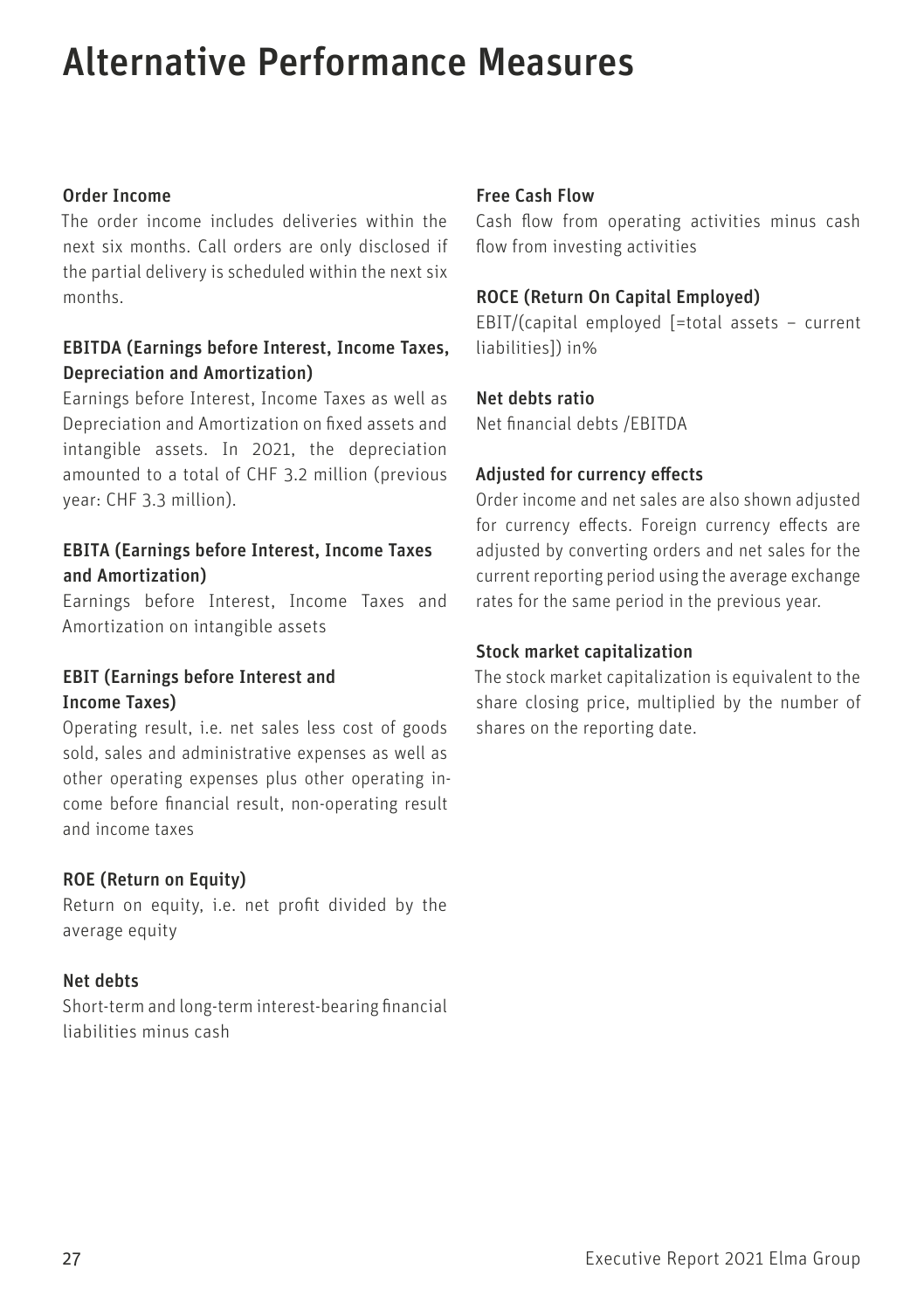# Alternative Performance Measures

### Order Income

The order income includes deliveries within the next six months. Call orders are only disclosed if the partial delivery is scheduled within the next six months.

### EBITDA (Earnings before Interest, Income Taxes, Depreciation and Amortization)

Earnings before Interest, Income Taxes as well as Depreciation and Amortization on fixed assets and intangible assets. In 2021, the depreciation amounted to a total of CHF 3.2 million (previous year: CHF 3.3 million).

### EBITA (Earnings before Interest, Income Taxes and Amortization)

Earnings before Interest, Income Taxes and Amortization on intangible assets

### EBIT (Earnings before Interest and Income Taxes)

Operating result, i.e. net sales less cost of goods sold, sales and administrative expenses as well as other operating expenses plus other operating income before financial result, non-operating result and income taxes

### ROE (Return on Equity)

Return on equity, i.e. net profit divided by the average equity

### Net debts

Short-term and long-term interest-bearing financial liabilities minus cash

### Free Cash Flow

Cash flow from operating activities minus cash flow from investing activities

### ROCE (Return On Capital Employed)

EBIT/(capital employed [=total assets – current liabilities]) in%

### Net debts ratio

Net financial debts /EBITDA

### Adjusted for currency effects

Order income and net sales are also shown adjusted for currency effects. Foreign currency effects are adjusted by converting orders and net sales for the current reporting period using the average exchange rates for the same period in the previous year.

### Stock market capitalization

The stock market capitalization is equivalent to the share closing price, multiplied by the number of shares on the reporting date.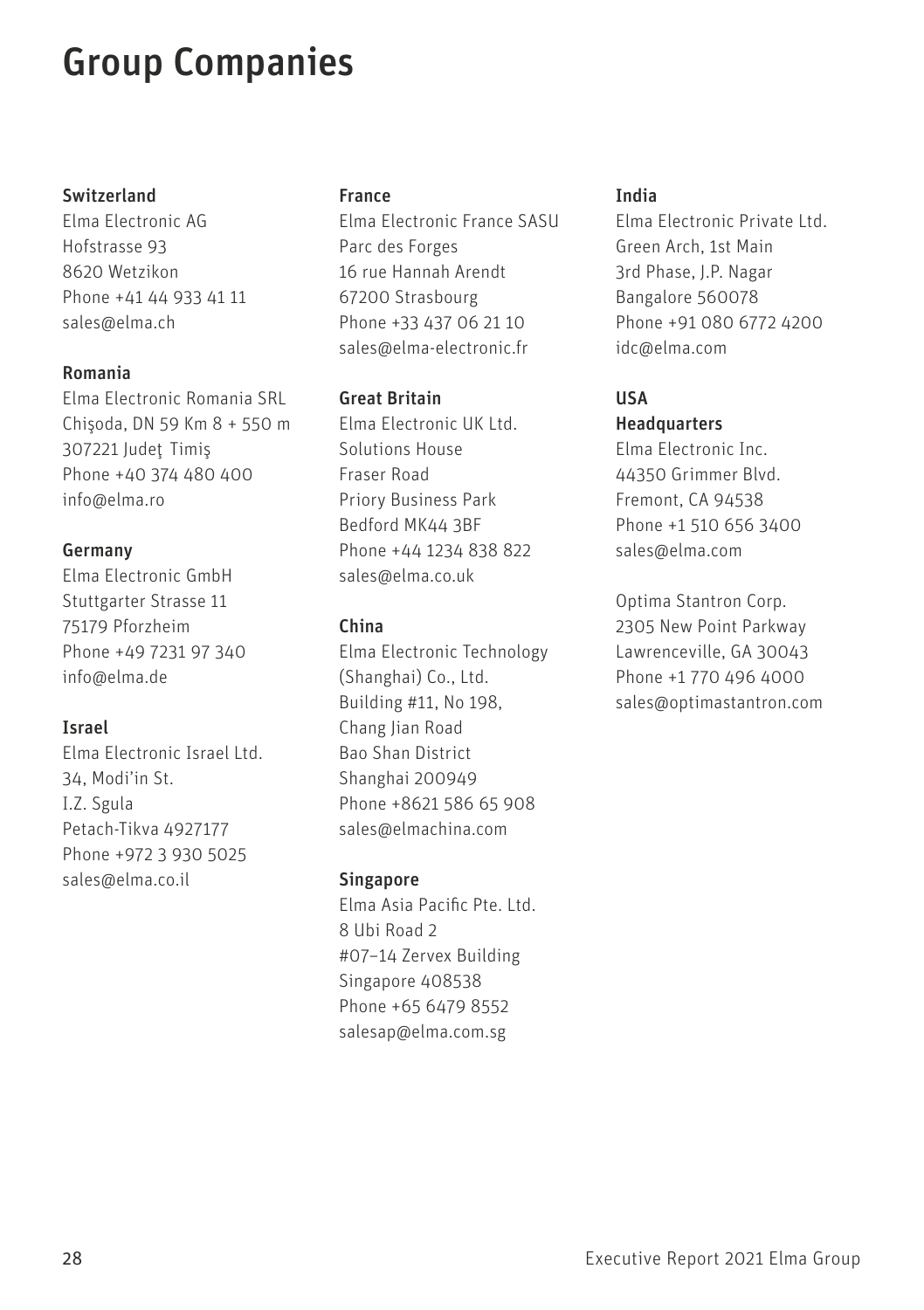# Group Companies

**Switzerland**
Elma Electronic AG
Hofstrasse 93
8620 Wetzikon
Phone +41 44 933 41 11
sales@elma.ch

**Romania**
Elma Electronic Romania SRL
Chişoda, DN 59 Km 8 + 550 m
307221 Judeţ Timiş
Phone +40 374 480 400
info@elma.ro

**Germany**
Elma Electronic GmbH
Stuttgarter Strasse 11
75179 Pforzheim
Phone +49 7231 97 340
info@elma.de

**Israel**
Elma Electronic Israel Ltd.
34, Modi'in St.
I.Z. Sgula
Petach-Tikva 4927177
Phone +972 3 930 5025
sales@elma.co.il

**France**
Elma Electronic France SASU
Parc des Forges
16 rue Hannah Arendt
67200 Strasbourg
Phone +33 437 06 21 10
sales@elma-electronic.fr

**Great Britain**
Elma Electronic UK Ltd.
Solutions House
Fraser Road
Priory Business Park
Bedford MK44 3BF
Phone +44 1234 838 822
sales@elma.co.uk

**China**
Elma Electronic Technology
(Shanghai) Co., Ltd.
Building #11, No 198,
Chang Jian Road
Bao Shan District
Shanghai 200949
Phone +8621 586 65 908
sales@elmachina.com

**Singapore**
Elma Asia Pacific Pte. Ltd.
8 Ubi Road 2
#07–14 Zervex Building
Singapore 408538
Phone +65 6479 8552
salesap@elma.com.sg

**India**
Elma Electronic Private Ltd.
Green Arch, 1st Main
3rd Phase, J.P. Nagar
Bangalore 560078
Phone +91 080 6772 4200
idc@elma.com

**USA**
**Headquarters**
Elma Electronic Inc.
44350 Grimmer Blvd.
Fremont, CA 94538
Phone +1 510 656 3400
sales@elma.com

Optima Stantron Corp.
2305 New Point Parkway
Lawrenceville, GA 30043
Phone +1 770 496 4000
sales@optimastantron.com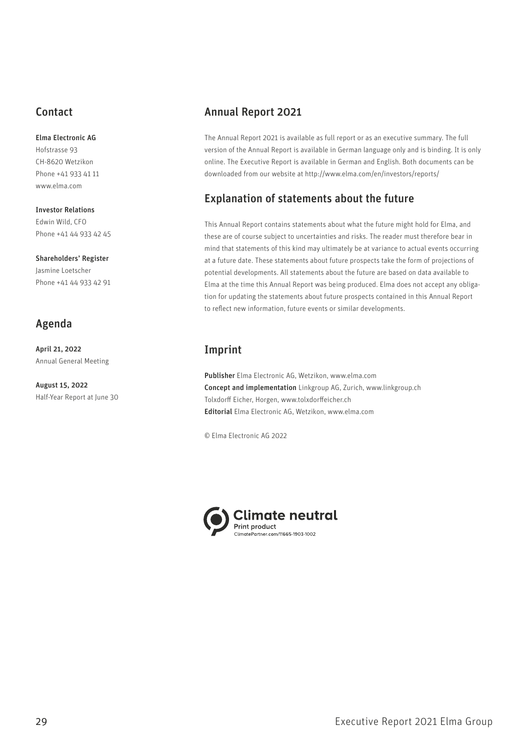## Contact

**Elma Electronic AG**
Hofstrasse 93
CH-8620 Wetzikon
Phone +41 933 41 11
www.elma.com

**Investor Relations**
Edwin Wild, CFO
Phone +41 44 933 42 45

**Shareholders' Register**
Jasmine Loetscher
Phone +41 44 933 42 91

## Agenda

**April 21, 2022**
Annual General Meeting

**August 15, 2022**
Half-Year Report at June 30

## Annual Report 2021

The Annual Report 2021 is available as full report or as an executive summary. The full version of the Annual Report is available in German language only and is binding. It is only online. The Executive Report is available in German and English. Both documents can be downloaded from our website at http://www.elma.com/en/investors/reports/

## Explanation of statements about the future

This Annual Report contains statements about what the future might hold for Elma, and these are of course subject to uncertainties and risks. The reader must therefore bear in mind that statements of this kind may ultimately be at variance to actual events occurring at a future date. These statements about future prospects take the form of projections of potential developments. All statements about the future are based on data available to Elma at the time this Annual Report was being produced. Elma does not accept any obligation for updating the statements about future prospects contained in this Annual Report to reflect new information, future events or similar developments.

## Imprint

**Publisher** Elma Electronic AG, Wetzikon, www.elma.com
**Concept and implementation** Linkgroup AG, Zurich, www.linkgroup.ch
Tolxdorff Eicher, Horgen, www.tolxdorffeicher.ch
**Editorial** Elma Electronic AG, Wetzikon, www.elma.com

© Elma Electronic AG 2022

Climate neutral
Print product
ClimatePartner.com/11665-1903-1002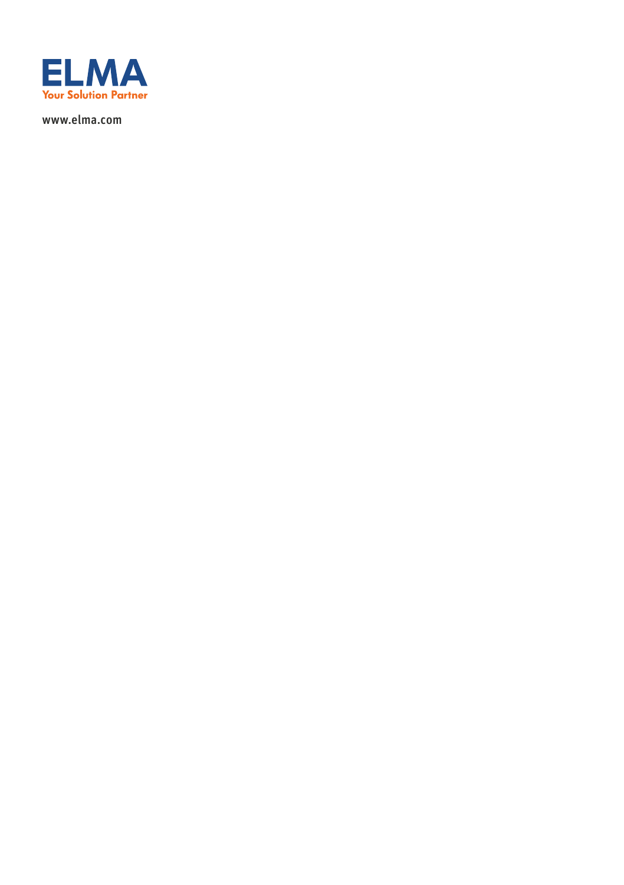ELMA

Your Solution Partner

www.elma.com